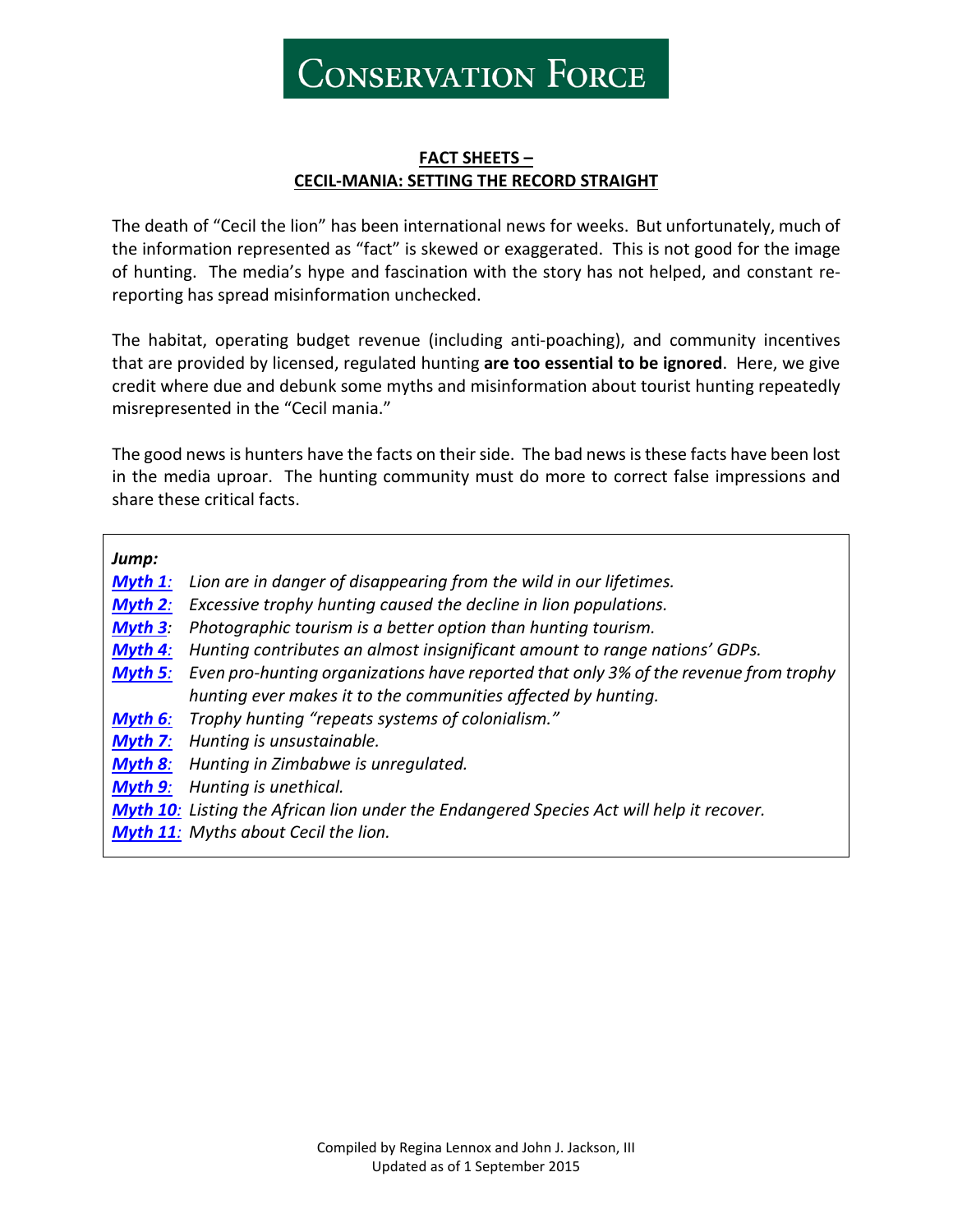# Conservation Force

## FACT SHEETS – CECIL-MANIA: SETTING THE RECORD STRAIGHT

The death of "Cecil the lion" has been international news for weeks. But unfortunately, much of the information represented as "fact" is skewed or exaggerated. This is not good for the image of hunting. The media's hype and fascination with the story has not helped, and constant re-reporting has spread misinformation unchecked.

The habitat, operating budget revenue (including anti-poaching), and community incentives that are provided by licensed, regulated hunting **are too essential to be ignored**. Here, we give credit where due and debunk some myths and misinformation about tourist hunting repeatedly misrepresented in the "Cecil mania."

The good news is hunters have the facts on their side. The bad news is these facts have been lost in the media uproar. The hunting community must do more to correct false impressions and share these critical facts.

***Jump:***

- ***Myth 1:*** *Lion are in danger of disappearing from the wild in our lifetimes.*
- ***Myth 2:*** *Excessive trophy hunting caused the decline in lion populations.*
- ***Myth 3:*** *Photographic tourism is a better option than hunting tourism.*
- ***Myth 4:*** *Hunting contributes an almost insignificant amount to range nations' GDPs.*
- ***Myth 5:*** *Even pro-hunting organizations have reported that only 3% of the revenue from trophy hunting ever makes it to the communities affected by hunting.*
- ***Myth 6:*** *Trophy hunting "repeats systems of colonialism."*
- ***Myth 7:*** *Hunting is unsustainable.*
- ***Myth 8:*** *Hunting in Zimbabwe is unregulated.*
- ***Myth 9:*** *Hunting is unethical.*
- ***Myth 10:*** *Listing the African lion under the Endangered Species Act will help it recover.*
- ***Myth 11:*** *Myths about Cecil the lion.*

Compiled by Regina Lennox and John J. Jackson, III
Updated as of 1 September 2015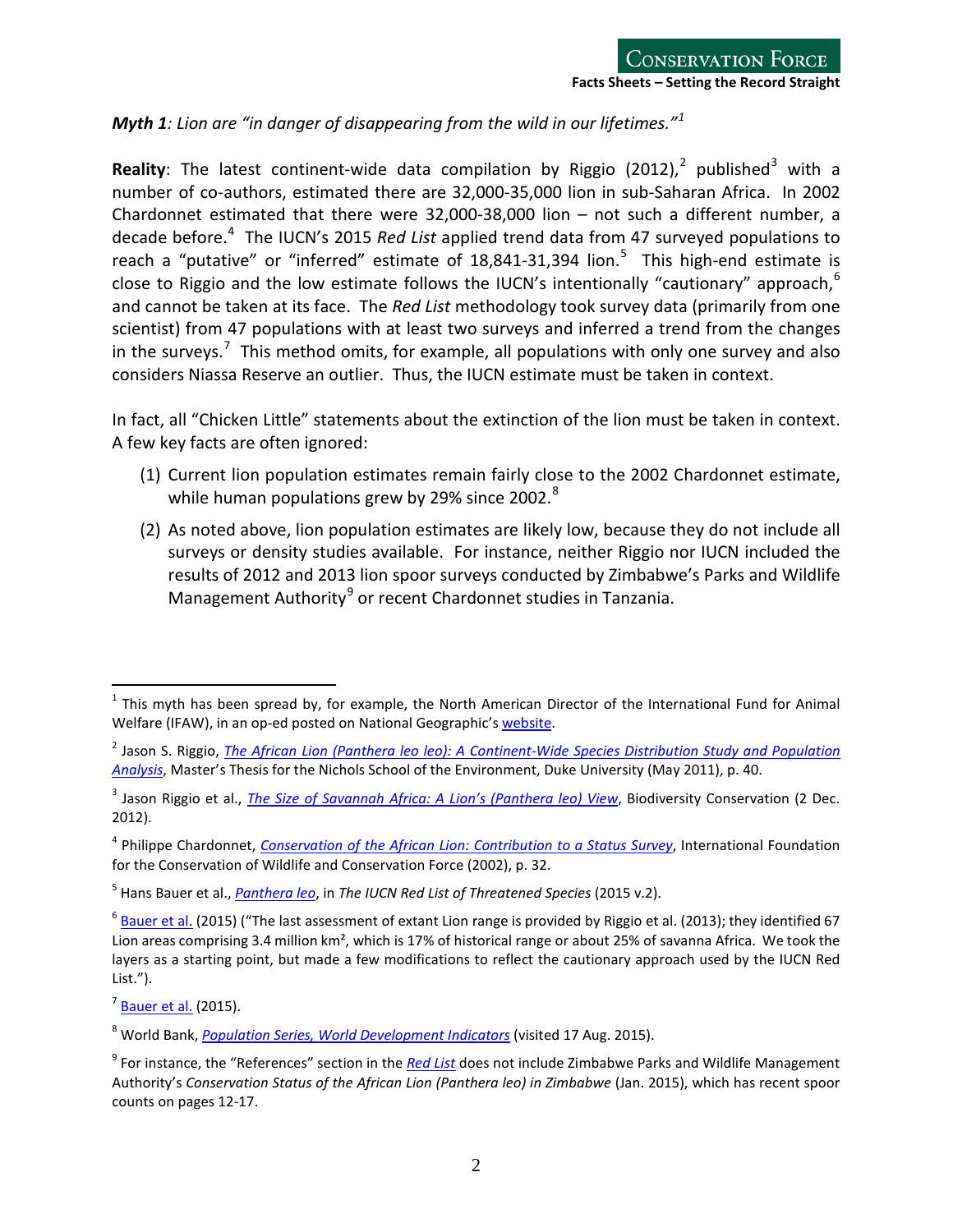***Myth 1**: Lion are "in danger of disappearing from the wild in our lifetimes."*[1]

**Reality**: The latest continent-wide data compilation by Riggio (2012),[2] published[3] with a number of co-authors, estimated there are 32,000-35,000 lion in sub-Saharan Africa. In 2002 Chardonnet estimated that there were 32,000-38,000 lion – not such a different number, a decade before.[4] The IUCN's 2015 *Red List* applied trend data from 47 surveyed populations to reach a "putative" or "inferred" estimate of 18,841-31,394 lion.[5] This high-end estimate is close to Riggio and the low estimate follows the IUCN's intentionally "cautionary" approach,[6] and cannot be taken at its face. The *Red List* methodology took survey data (primarily from one scientist) from 47 populations with at least two surveys and inferred a trend from the changes in the surveys.[7] This method omits, for example, all populations with only one survey and also considers Niassa Reserve an outlier. Thus, the IUCN estimate must be taken in context.

In fact, all "Chicken Little" statements about the extinction of the lion must be taken in context. A few key facts are often ignored:

(1) Current lion population estimates remain fairly close to the 2002 Chardonnet estimate, while human populations grew by 29% since 2002.[8]

(2) As noted above, lion population estimates are likely low, because they do not include all surveys or density studies available. For instance, neither Riggio nor IUCN included the results of 2012 and 2013 lion spoor surveys conducted by Zimbabwe's Parks and Wildlife Management Authority[9] or recent Chardonnet studies in Tanzania.

---

[1] This myth has been spread by, for example, the North American Director of the International Fund for Animal Welfare (IFAW), in an op-ed posted on National Geographic's website.

[2] Jason S. Riggio, *The African Lion (Panthera leo leo): A Continent-Wide Species Distribution Study and Population Analysis*, Master's Thesis for the Nichols School of the Environment, Duke University (May 2011), p. 40.

[3] Jason Riggio et al., *The Size of Savannah Africa: A Lion's (Panthera leo) View*, Biodiversity Conservation (2 Dec. 2012).

[4] Philippe Chardonnet, *Conservation of the African Lion: Contribution to a Status Survey*, International Foundation for the Conservation of Wildlife and Conservation Force (2002), p. 32.

[5] Hans Bauer et al., *Panthera leo*, in *The IUCN Red List of Threatened Species* (2015 v.2).

[6] Bauer et al. (2015) ("The last assessment of extant Lion range is provided by Riggio et al. (2013); they identified 67 Lion areas comprising 3.4 million km², which is 17% of historical range or about 25% of savanna Africa. We took the layers as a starting point, but made a few modifications to reflect the cautionary approach used by the IUCN Red List.").

[7] Bauer et al. (2015).

[8] World Bank, *Population Series, World Development Indicators* (visited 17 Aug. 2015).

[9] For instance, the "References" section in the *Red List* does not include Zimbabwe Parks and Wildlife Management Authority's *Conservation Status of the African Lion (Panthera leo) in Zimbabwe* (Jan. 2015), which has recent spoor counts on pages 12-17.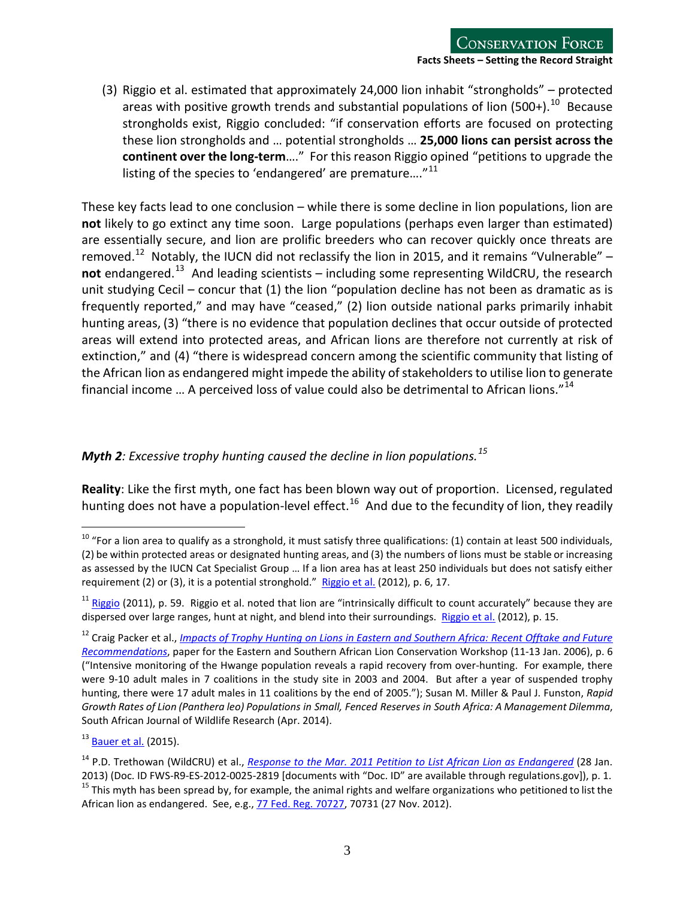(3) Riggio et al. estimated that approximately 24,000 lion inhabit "strongholds" – protected areas with positive growth trends and substantial populations of lion (500+).[10] Because strongholds exist, Riggio concluded: "if conservation efforts are focused on protecting these lion strongholds and … potential strongholds … **25,000 lions can persist across the continent over the long-term**…." For this reason Riggio opined "petitions to upgrade the listing of the species to 'endangered' are premature…."[11]

These key facts lead to one conclusion – while there is some decline in lion populations, lion are **not** likely to go extinct any time soon. Large populations (perhaps even larger than estimated) are essentially secure, and lion are prolific breeders who can recover quickly once threats are removed.[12] Notably, the IUCN did not reclassify the lion in 2015, and it remains "Vulnerable" – **not** endangered.[13] And leading scientists – including some representing WildCRU, the research unit studying Cecil – concur that (1) the lion "population decline has not been as dramatic as is frequently reported," and may have "ceased," (2) lion outside national parks primarily inhabit hunting areas, (3) "there is no evidence that population declines that occur outside of protected areas will extend into protected areas, and African lions are therefore not currently at risk of extinction," and (4) "there is widespread concern among the scientific community that listing of the African lion as endangered might impede the ability of stakeholders to utilise lion to generate financial income … A perceived loss of value could also be detrimental to African lions."[14]

***Myth 2**: Excessive trophy hunting caused the decline in lion populations.*[15]

**Reality**: Like the first myth, one fact has been blown way out of proportion. Licensed, regulated hunting does not have a population-level effect.[16] And due to the fecundity of lion, they readily

---

[10] "For a lion area to qualify as a stronghold, it must satisfy three qualifications: (1) contain at least 500 individuals, (2) be within protected areas or designated hunting areas, and (3) the numbers of lions must be stable or increasing as assessed by the IUCN Cat Specialist Group … If a lion area has at least 250 individuals but does not satisfy either requirement (2) or (3), it is a potential stronghold." Riggio et al. (2012), p. 6, 17.

[11] Riggio (2011), p. 59. Riggio et al. noted that lion are "intrinsically difficult to count accurately" because they are dispersed over large ranges, hunt at night, and blend into their surroundings. Riggio et al. (2012), p. 15.

[12] Craig Packer et al., *Impacts of Trophy Hunting on Lions in Eastern and Southern Africa: Recent Offtake and Future Recommendations*, paper for the Eastern and Southern African Lion Conservation Workshop (11-13 Jan. 2006), p. 6 ("Intensive monitoring of the Hwange population reveals a rapid recovery from over-hunting. For example, there were 9-10 adult males in 7 coalitions in the study site in 2003 and 2004. But after a year of suspended trophy hunting, there were 17 adult males in 11 coalitions by the end of 2005."); Susan M. Miller & Paul J. Funston, *Rapid Growth Rates of Lion (Panthera leo) Populations in Small, Fenced Reserves in South Africa: A Management Dilemma*, South African Journal of Wildlife Research (Apr. 2014).

[13] Bauer et al. (2015).

[14] P.D. Trethowan (WildCRU) et al., *Response to the Mar. 2011 Petition to List African Lion as Endangered* (28 Jan. 2013) (Doc. ID FWS-R9-ES-2012-0025-2819 [documents with "Doc. ID" are available through regulations.gov]), p. 1.

[15] This myth has been spread by, for example, the animal rights and welfare organizations who petitioned to list the African lion as endangered. See, e.g., 77 Fed. Reg. 70727, 70731 (27 Nov. 2012).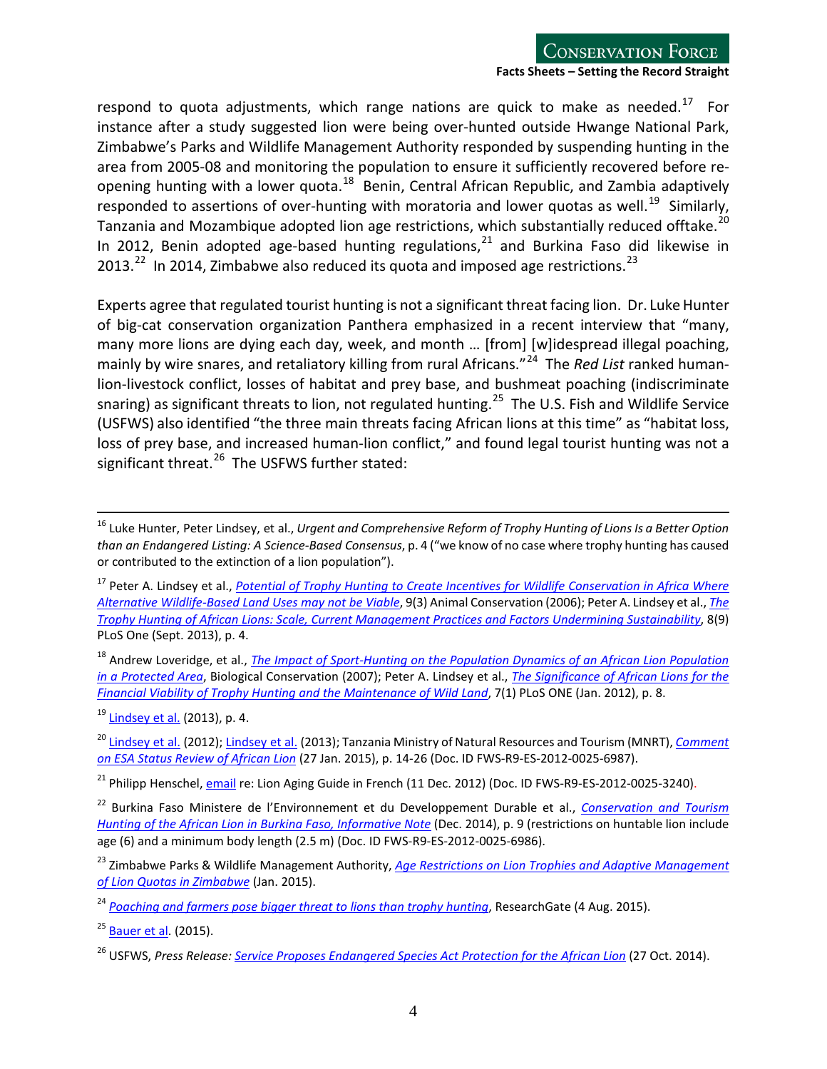respond to quota adjustments, which range nations are quick to make as needed.[17] For instance after a study suggested lion were being over-hunted outside Hwange National Park, Zimbabwe's Parks and Wildlife Management Authority responded by suspending hunting in the area from 2005-08 and monitoring the population to ensure it sufficiently recovered before re-opening hunting with a lower quota.[18] Benin, Central African Republic, and Zambia adaptively responded to assertions of over-hunting with moratoria and lower quotas as well.[19] Similarly, Tanzania and Mozambique adopted lion age restrictions, which substantially reduced offtake.[20] In 2012, Benin adopted age-based hunting regulations,[21] and Burkina Faso did likewise in 2013.[22] In 2014, Zimbabwe also reduced its quota and imposed age restrictions.[23]

Experts agree that regulated tourist hunting is not a significant threat facing lion. Dr. Luke Hunter of big-cat conservation organization Panthera emphasized in a recent interview that "many, many more lions are dying each day, week, and month … [from] [w]idespread illegal poaching, mainly by wire snares, and retaliatory killing from rural Africans."[24] The *Red List* ranked human-lion-livestock conflict, losses of habitat and prey base, and bushmeat poaching (indiscriminate snaring) as significant threats to lion, not regulated hunting.[25] The U.S. Fish and Wildlife Service (USFWS) also identified "the three main threats facing African lions at this time" as "habitat loss, loss of prey base, and increased human-lion conflict," and found legal tourist hunting was not a significant threat.[26] The USFWS further stated:

---

[16] Luke Hunter, Peter Lindsey, et al., *Urgent and Comprehensive Reform of Trophy Hunting of Lions Is a Better Option than an Endangered Listing: A Science-Based Consensus*, p. 4 ("we know of no case where trophy hunting has caused or contributed to the extinction of a lion population").

[17] Peter A. Lindsey et al., *Potential of Trophy Hunting to Create Incentives for Wildlife Conservation in Africa Where Alternative Wildlife-Based Land Uses may not be Viable*, 9(3) Animal Conservation (2006); Peter A. Lindsey et al., *The Trophy Hunting of African Lions: Scale, Current Management Practices and Factors Undermining Sustainability*, 8(9) PLoS One (Sept. 2013), p. 4.

[18] Andrew Loveridge, et al., *The Impact of Sport-Hunting on the Population Dynamics of an African Lion Population in a Protected Area*, Biological Conservation (2007); Peter A. Lindsey et al., *The Significance of African Lions for the Financial Viability of Trophy Hunting and the Maintenance of Wild Land*, 7(1) PLoS ONE (Jan. 2012), p. 8.

[19] Lindsey et al. (2013), p. 4.

[20] Lindsey et al. (2012); Lindsey et al. (2013); Tanzania Ministry of Natural Resources and Tourism (MNRT), *Comment on ESA Status Review of African Lion* (27 Jan. 2015), p. 14-26 (Doc. ID FWS-R9-ES-2012-0025-6987).

[21] Philipp Henschel, email re: Lion Aging Guide in French (11 Dec. 2012) (Doc. ID FWS-R9-ES-2012-0025-3240).

[22] Burkina Faso Ministere de l'Environnement et du Developpement Durable et al., *Conservation and Tourism Hunting of the African Lion in Burkina Faso, Informative Note* (Dec. 2014), p. 9 (restrictions on huntable lion include age (6) and a minimum body length (2.5 m) (Doc. ID FWS-R9-ES-2012-0025-6986).

[23] Zimbabwe Parks & Wildlife Management Authority, *Age Restrictions on Lion Trophies and Adaptive Management of Lion Quotas in Zimbabwe* (Jan. 2015).

[24] *Poaching and farmers pose bigger threat to lions than trophy hunting*, ResearchGate (4 Aug. 2015).

[25] Bauer et al. (2015).

[26] USFWS, *Press Release: Service Proposes Endangered Species Act Protection for the African Lion* (27 Oct. 2014).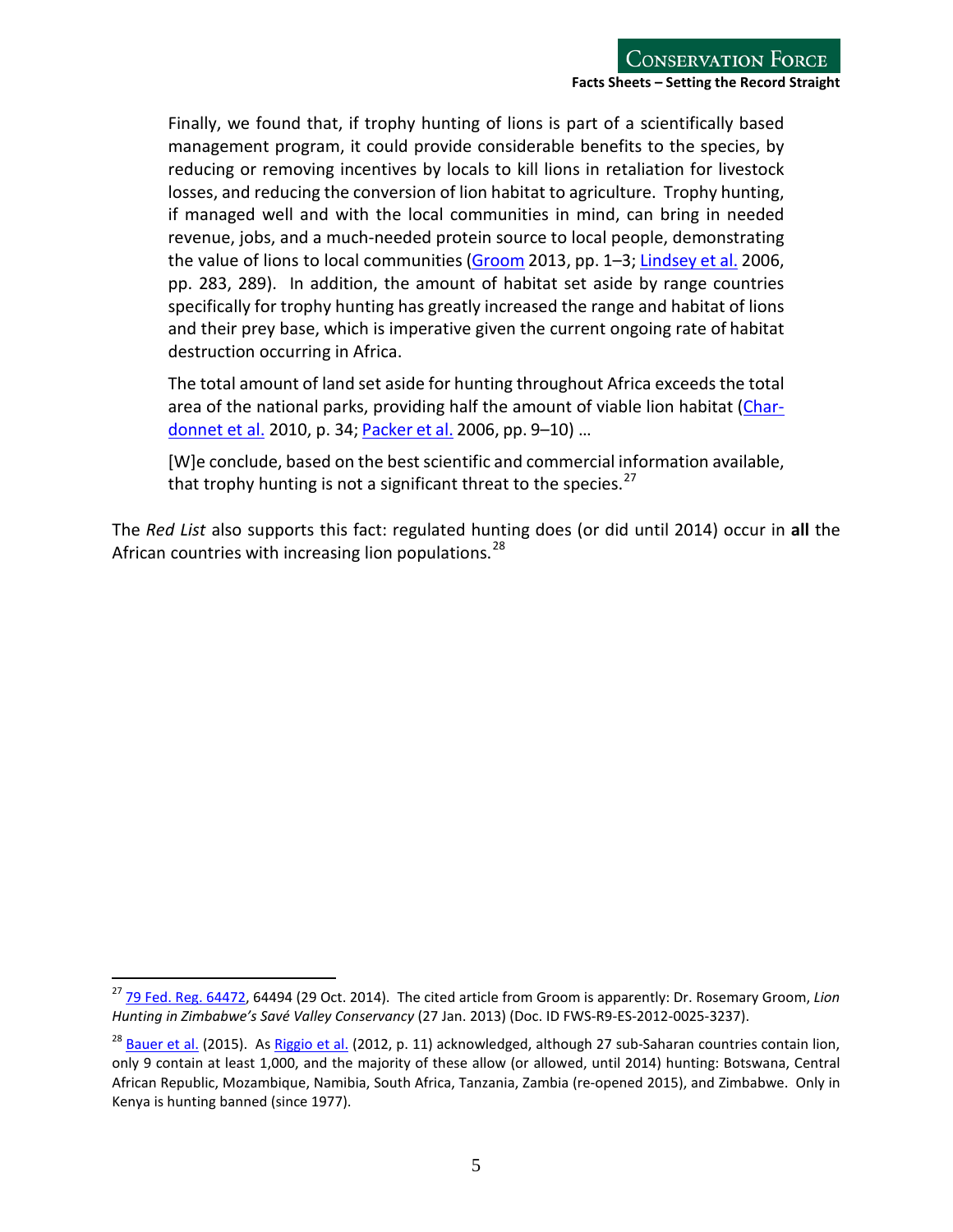> Finally, we found that, if trophy hunting of lions is part of a scientifically based management program, it could provide considerable benefits to the species, by reducing or removing incentives by locals to kill lions in retaliation for livestock losses, and reducing the conversion of lion habitat to agriculture. Trophy hunting, if managed well and with the local communities in mind, can bring in needed revenue, jobs, and a much-needed protein source to local people, demonstrating the value of lions to local communities (Groom 2013, pp. 1–3; Lindsey et al. 2006, pp. 283, 289). In addition, the amount of habitat set aside by range countries specifically for trophy hunting has greatly increased the range and habitat of lions and their prey base, which is imperative given the current ongoing rate of habitat destruction occurring in Africa.
>
> The total amount of land set aside for hunting throughout Africa exceeds the total area of the national parks, providing half the amount of viable lion habitat (Chardonnet et al. 2010, p. 34; Packer et al. 2006, pp. 9–10) …
>
> [W]e conclude, based on the best scientific and commercial information available, that trophy hunting is not a significant threat to the species.[27]

The *Red List* also supports this fact: regulated hunting does (or did until 2014) occur in **all** the African countries with increasing lion populations.[28]

---

[27] 79 Fed. Reg. 64472, 64494 (29 Oct. 2014). The cited article from Groom is apparently: Dr. Rosemary Groom, *Lion Hunting in Zimbabwe's Savé Valley Conservancy* (27 Jan. 2013) (Doc. ID FWS-R9-ES-2012-0025-3237).

[28] Bauer et al. (2015). As Riggio et al. (2012, p. 11) acknowledged, although 27 sub-Saharan countries contain lion, only 9 contain at least 1,000, and the majority of these allow (or allowed, until 2014) hunting: Botswana, Central African Republic, Mozambique, Namibia, South Africa, Tanzania, Zambia (re-opened 2015), and Zimbabwe. Only in Kenya is hunting banned (since 1977).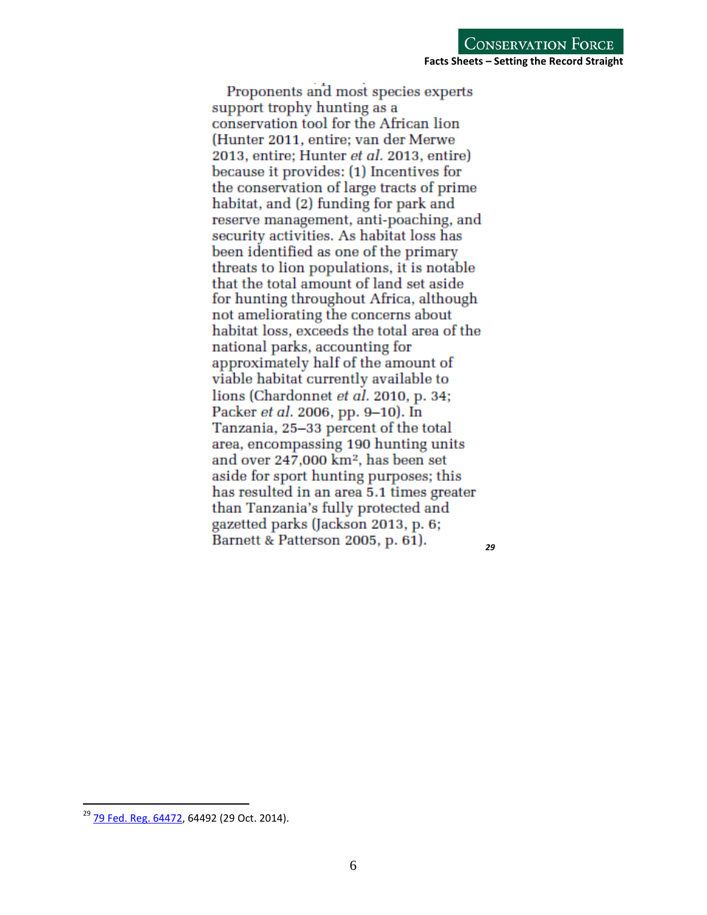Proponents and most species experts support trophy hunting as a conservation tool for the African lion (Hunter 2011, entire; van der Merwe 2013, entire; Hunter *et al.* 2013, entire) because it provides: (1) Incentives for the conservation of large tracts of prime habitat, and (2) funding for park and reserve management, anti-poaching, and security activities. As habitat loss has been identified as one of the primary threats to lion populations, it is notable that the total amount of land set aside for hunting throughout Africa, although not ameliorating the concerns about habitat loss, exceeds the total area of the national parks, accounting for approximately half of the amount of viable habitat currently available to lions (Chardonnet *et al.* 2010, p. 34; Packer *et al.* 2006, pp. 9–10). In Tanzania, 25–33 percent of the total area, encompassing 190 hunting units and over 247,000 km², has been set aside for sport hunting purposes; this has resulted in an area 5.1 times greater than Tanzania's fully protected and gazetted parks (Jackson 2013, p. 6; Barnett & Patterson 2005, p. 61). [29]

---

[29] 79 Fed. Reg. 64472, 64492 (29 Oct. 2014).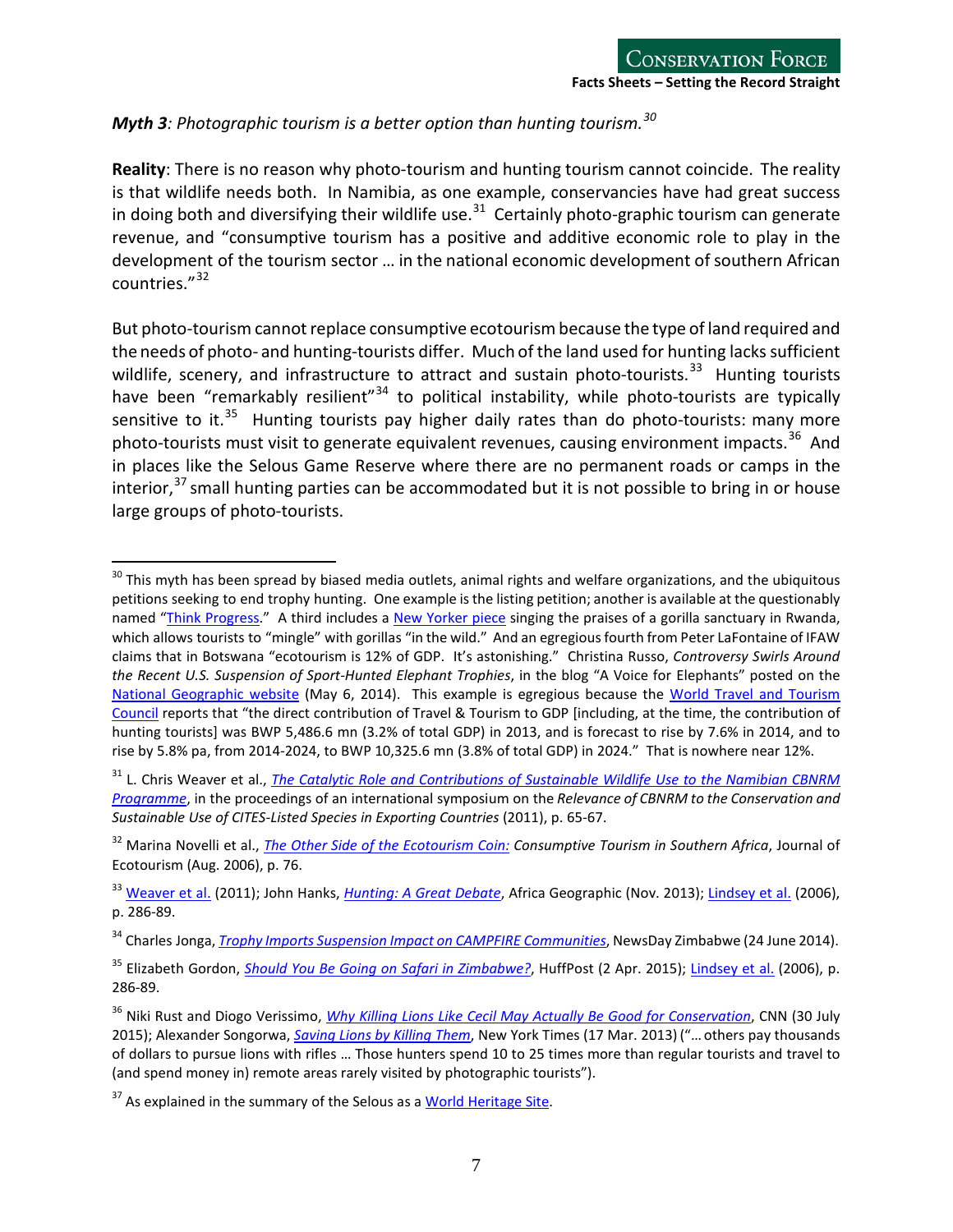***Myth 3**: Photographic tourism is a better option than hunting tourism.*[30]

**Reality**: There is no reason why photo-tourism and hunting tourism cannot coincide. The reality is that wildlife needs both. In Namibia, as one example, conservancies have had great success in doing both and diversifying their wildlife use.[31] Certainly photo-graphic tourism can generate revenue, and "consumptive tourism has a positive and additive economic role to play in the development of the tourism sector … in the national economic development of southern African countries."[32]

But photo-tourism cannot replace consumptive ecotourism because the type of land required and the needs of photo- and hunting-tourists differ. Much of the land used for hunting lacks sufficient wildlife, scenery, and infrastructure to attract and sustain photo-tourists.[33] Hunting tourists have been "remarkably resilient"[34] to political instability, while photo-tourists are typically sensitive to it.[35] Hunting tourists pay higher daily rates than do photo-tourists: many more photo-tourists must visit to generate equivalent revenues, causing environment impacts.[36] And in places like the Selous Game Reserve where there are no permanent roads or camps in the interior,[37] small hunting parties can be accommodated but it is not possible to bring in or house large groups of photo-tourists.

---

[30] This myth has been spread by biased media outlets, animal rights and welfare organizations, and the ubiquitous petitions seeking to end trophy hunting. One example is the listing petition; another is available at the questionably named "Think Progress." A third includes a New Yorker piece singing the praises of a gorilla sanctuary in Rwanda, which allows tourists to "mingle" with gorillas "in the wild." And an egregious fourth from Peter LaFontaine of IFAW claims that in Botswana "ecotourism is 12% of GDP. It's astonishing." Christina Russo, *Controversy Swirls Around the Recent U.S. Suspension of Sport-Hunted Elephant Trophies*, in the blog "A Voice for Elephants" posted on the National Geographic website (May 6, 2014). This example is egregious because the World Travel and Tourism Council reports that "the direct contribution of Travel & Tourism to GDP [including, at the time, the contribution of hunting tourists] was BWP 5,486.6 mn (3.2% of total GDP) in 2013, and is forecast to rise by 7.6% in 2014, and to rise by 5.8% pa, from 2014-2024, to BWP 10,325.6 mn (3.8% of total GDP) in 2024." That is nowhere near 12%.

[31] L. Chris Weaver et al., *The Catalytic Role and Contributions of Sustainable Wildlife Use to the Namibian CBNRM Programme*, in the proceedings of an international symposium on the *Relevance of CBNRM to the Conservation and Sustainable Use of CITES-Listed Species in Exporting Countries* (2011), p. 65-67.

[32] Marina Novelli et al., *The Other Side of the Ecotourism Coin: Consumptive Tourism in Southern Africa*, Journal of Ecotourism (Aug. 2006), p. 76.

[33] Weaver et al. (2011); John Hanks, *Hunting: A Great Debate*, Africa Geographic (Nov. 2013); Lindsey et al. (2006), p. 286-89.

[34] Charles Jonga, *Trophy Imports Suspension Impact on CAMPFIRE Communities*, NewsDay Zimbabwe (24 June 2014).

[35] Elizabeth Gordon, *Should You Be Going on Safari in Zimbabwe?*, HuffPost (2 Apr. 2015); Lindsey et al. (2006), p. 286-89.

[36] Niki Rust and Diogo Verissimo, *Why Killing Lions Like Cecil May Actually Be Good for Conservation*, CNN (30 July 2015); Alexander Songorwa, *Saving Lions by Killing Them*, New York Times (17 Mar. 2013) ("… others pay thousands of dollars to pursue lions with rifles … Those hunters spend 10 to 25 times more than regular tourists and travel to (and spend money in) remote areas rarely visited by photographic tourists").

[37] As explained in the summary of the Selous as a World Heritage Site.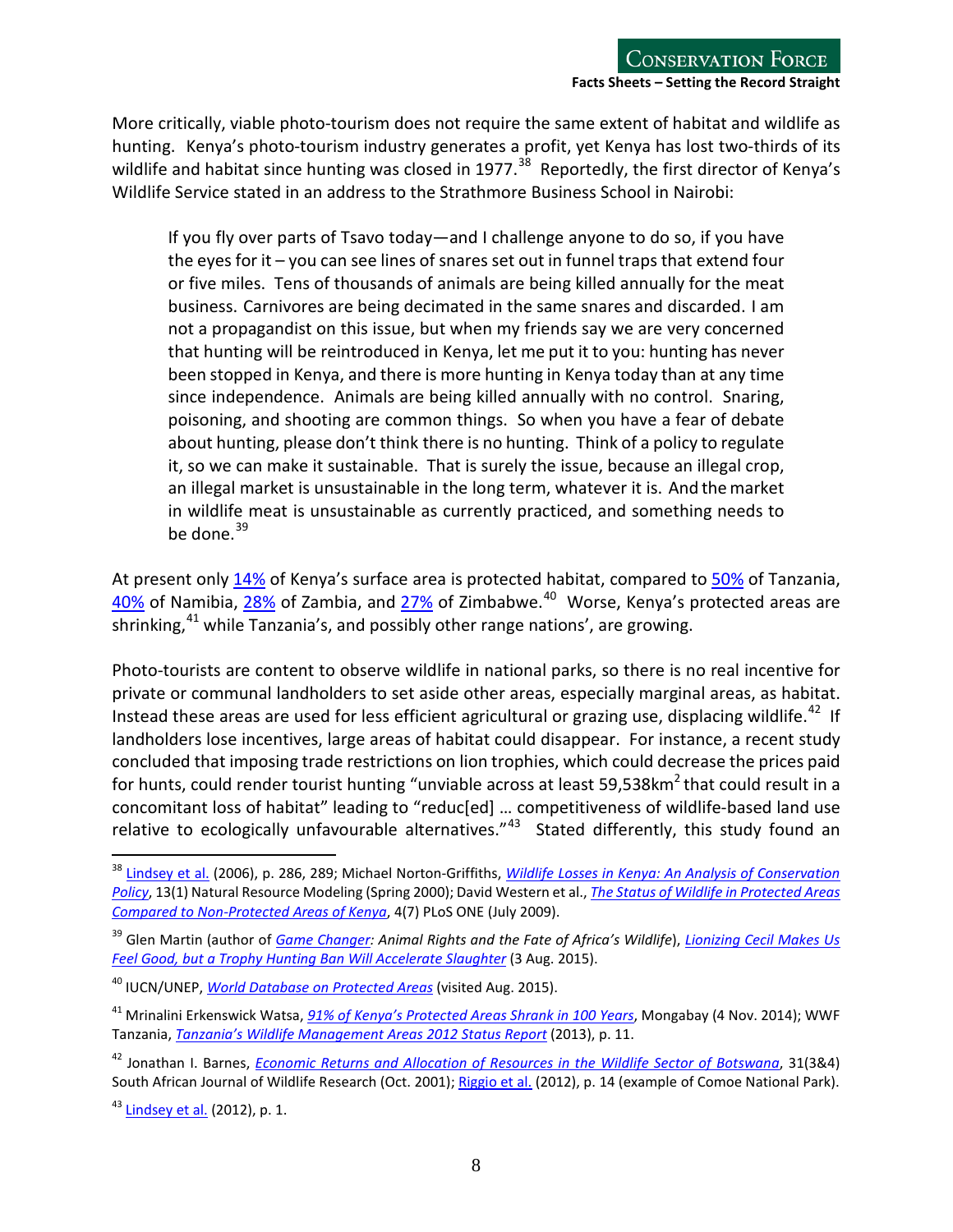More critically, viable photo-tourism does not require the same extent of habitat and wildlife as hunting. Kenya's photo-tourism industry generates a profit, yet Kenya has lost two-thirds of its wildlife and habitat since hunting was closed in 1977.[38] Reportedly, the first director of Kenya's Wildlife Service stated in an address to the Strathmore Business School in Nairobi:

> If you fly over parts of Tsavo today—and I challenge anyone to do so, if you have the eyes for it – you can see lines of snares set out in funnel traps that extend four or five miles. Tens of thousands of animals are being killed annually for the meat business. Carnivores are being decimated in the same snares and discarded. I am not a propagandist on this issue, but when my friends say we are very concerned that hunting will be reintroduced in Kenya, let me put it to you: hunting has never been stopped in Kenya, and there is more hunting in Kenya today than at any time since independence. Animals are being killed annually with no control. Snaring, poisoning, and shooting are common things. So when you have a fear of debate about hunting, please don't think there is no hunting. Think of a policy to regulate it, so we can make it sustainable. That is surely the issue, because an illegal crop, an illegal market is unsustainable in the long term, whatever it is. And the market in wildlife meat is unsustainable as currently practiced, and something needs to be done.[39]

At present only 14% of Kenya's surface area is protected habitat, compared to 50% of Tanzania, 40% of Namibia, 28% of Zambia, and 27% of Zimbabwe.[40] Worse, Kenya's protected areas are shrinking,[41] while Tanzania's, and possibly other range nations', are growing.

Photo-tourists are content to observe wildlife in national parks, so there is no real incentive for private or communal landholders to set aside other areas, especially marginal areas, as habitat. Instead these areas are used for less efficient agricultural or grazing use, displacing wildlife.[42] If landholders lose incentives, large areas of habitat could disappear. For instance, a recent study concluded that imposing trade restrictions on lion trophies, which could decrease the prices paid for hunts, could render tourist hunting "unviable across at least 59,538km$^2$ that could result in a concomitant loss of habitat" leading to "reduc[ed] … competitiveness of wildlife-based land use relative to ecologically unfavourable alternatives."[43] Stated differently, this study found an

---

[38] Lindsey et al. (2006), p. 286, 289; Michael Norton-Griffiths, *Wildlife Losses in Kenya: An Analysis of Conservation Policy*, 13(1) Natural Resource Modeling (Spring 2000); David Western et al., *The Status of Wildlife in Protected Areas Compared to Non-Protected Areas of Kenya*, 4(7) PLoS ONE (July 2009).

[39] Glen Martin (author of *Game Changer: Animal Rights and the Fate of Africa's Wildlife*), Lionizing Cecil Makes Us Feel Good, but a Trophy Hunting Ban Will Accelerate Slaughter (3 Aug. 2015).

[40] IUCN/UNEP, *World Database on Protected Areas* (visited Aug. 2015).

[41] Mrinalini Erkenswick Watsa, *91% of Kenya's Protected Areas Shrank in 100 Years*, Mongabay (4 Nov. 2014); WWF Tanzania, *Tanzania's Wildlife Management Areas 2012 Status Report* (2013), p. 11.

[42] Jonathan I. Barnes, *Economic Returns and Allocation of Resources in the Wildlife Sector of Botswana*, 31(3&4) South African Journal of Wildlife Research (Oct. 2001); Riggio et al. (2012), p. 14 (example of Comoe National Park).

[43] Lindsey et al. (2012), p. 1.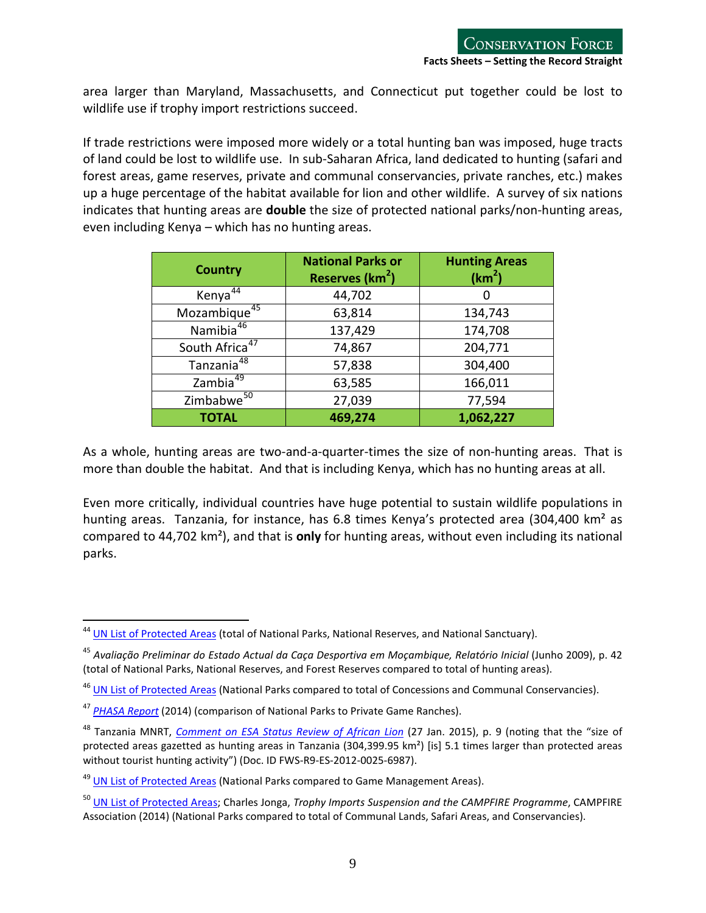area larger than Maryland, Massachusetts, and Connecticut put together could be lost to wildlife use if trophy import restrictions succeed.

If trade restrictions were imposed more widely or a total hunting ban was imposed, huge tracts of land could be lost to wildlife use. In sub-Saharan Africa, land dedicated to hunting (safari and forest areas, game reserves, private and communal conservancies, private ranches, etc.) makes up a huge percentage of the habitat available for lion and other wildlife. A survey of six nations indicates that hunting areas are **double** the size of protected national parks/non-hunting areas, even including Kenya – which has no hunting areas.

| Country | National Parks or Reserves (km$^2$) | Hunting Areas (km$^2$) |
|---|---|---|
| Kenya[44] | 44,702 | 0 |
| Mozambique[45] | 63,814 | 134,743 |
| Namibia[46] | 137,429 | 174,708 |
| South Africa[47] | 74,867 | 204,771 |
| Tanzania[48] | 57,838 | 304,400 |
| Zambia[49] | 63,585 | 166,011 |
| Zimbabwe[50] | 27,039 | 77,594 |
| **TOTAL** | **469,274** | **1,062,227** |

As a whole, hunting areas are two-and-a-quarter-times the size of non-hunting areas. That is more than double the habitat. And that is including Kenya, which has no hunting areas at all.

Even more critically, individual countries have huge potential to sustain wildlife populations in hunting areas. Tanzania, for instance, has 6.8 times Kenya's protected area (304,400 km² as compared to 44,702 km²), and that is **only** for hunting areas, without even including its national parks.

---

[44] UN List of Protected Areas (total of National Parks, National Reserves, and National Sanctuary).

[45] *Avaliação Preliminar do Estado Actual da Caça Desportiva em Moçambique, Relatório Inicial* (Junho 2009), p. 42 (total of National Parks, National Reserves, and Forest Reserves compared to total of hunting areas).

[46] UN List of Protected Areas (National Parks compared to total of Concessions and Communal Conservancies).

[47] *PHASA Report* (2014) (comparison of National Parks to Private Game Ranches).

[48] Tanzania MNRT, *Comment on ESA Status Review of African Lion* (27 Jan. 2015), p. 9 (noting that the "size of protected areas gazetted as hunting areas in Tanzania (304,399.95 km²) [is] 5.1 times larger than protected areas without tourist hunting activity") (Doc. ID FWS-R9-ES-2012-0025-6987).

[49] UN List of Protected Areas (National Parks compared to Game Management Areas).

[50] UN List of Protected Areas; Charles Jonga, *Trophy Imports Suspension and the CAMPFIRE Programme*, CAMPFIRE Association (2014) (National Parks compared to total of Communal Lands, Safari Areas, and Conservancies).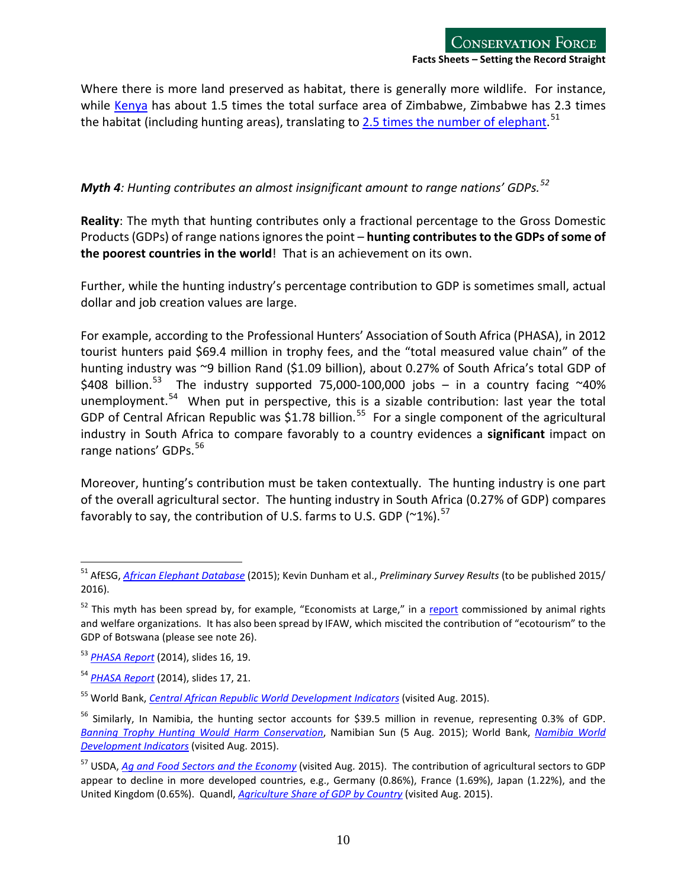Where there is more land preserved as habitat, there is generally more wildlife. For instance, while Kenya has about 1.5 times the total surface area of Zimbabwe, Zimbabwe has 2.3 times the habitat (including hunting areas), translating to 2.5 times the number of elephant.[51]

***Myth 4**: Hunting contributes an almost insignificant amount to range nations' GDPs.*[52]

**Reality**: The myth that hunting contributes only a fractional percentage to the Gross Domestic Products (GDPs) of range nations ignores the point – **hunting contributes to the GDPs of some of the poorest countries in the world**! That is an achievement on its own.

Further, while the hunting industry's percentage contribution to GDP is sometimes small, actual dollar and job creation values are large.

For example, according to the Professional Hunters' Association of South Africa (PHASA), in 2012 tourist hunters paid $69.4 million in trophy fees, and the "total measured value chain" of the hunting industry was ~9 billion Rand ($1.09 billion), about 0.27% of South Africa's total GDP of $408 billion.[53] The industry supported 75,000-100,000 jobs – in a country facing ~40% unemployment.[54] When put in perspective, this is a sizable contribution: last year the total GDP of Central African Republic was $1.78 billion.[55] For a single component of the agricultural industry in South Africa to compare favorably to a country evidences a **significant** impact on range nations' GDPs.[56]

Moreover, hunting's contribution must be taken contextually. The hunting industry is one part of the overall agricultural sector. The hunting industry in South Africa (0.27% of GDP) compares favorably to say, the contribution of U.S. farms to U.S. GDP (~1%).[57]

---

[51] AfESG, *African Elephant Database* (2015); Kevin Dunham et al., *Preliminary Survey Results* (to be published 2015/ 2016).

[52] This myth has been spread by, for example, "Economists at Large," in a report commissioned by animal rights and welfare organizations. It has also been spread by IFAW, which miscited the contribution of "ecotourism" to the GDP of Botswana (please see note 26).

[53] *PHASA Report* (2014), slides 16, 19.

[54] *PHASA Report* (2014), slides 17, 21.

[55] World Bank, *Central African Republic World Development Indicators* (visited Aug. 2015).

[56] Similarly, In Namibia, the hunting sector accounts for $39.5 million in revenue, representing 0.3% of GDP. *Banning Trophy Hunting Would Harm Conservation*, Namibian Sun (5 Aug. 2015); World Bank, *Namibia World Development Indicators* (visited Aug. 2015).

[57] USDA, *Ag and Food Sectors and the Economy* (visited Aug. 2015). The contribution of agricultural sectors to GDP appear to decline in more developed countries, e.g., Germany (0.86%), France (1.69%), Japan (1.22%), and the United Kingdom (0.65%). Quandl, *Agriculture Share of GDP by Country* (visited Aug. 2015).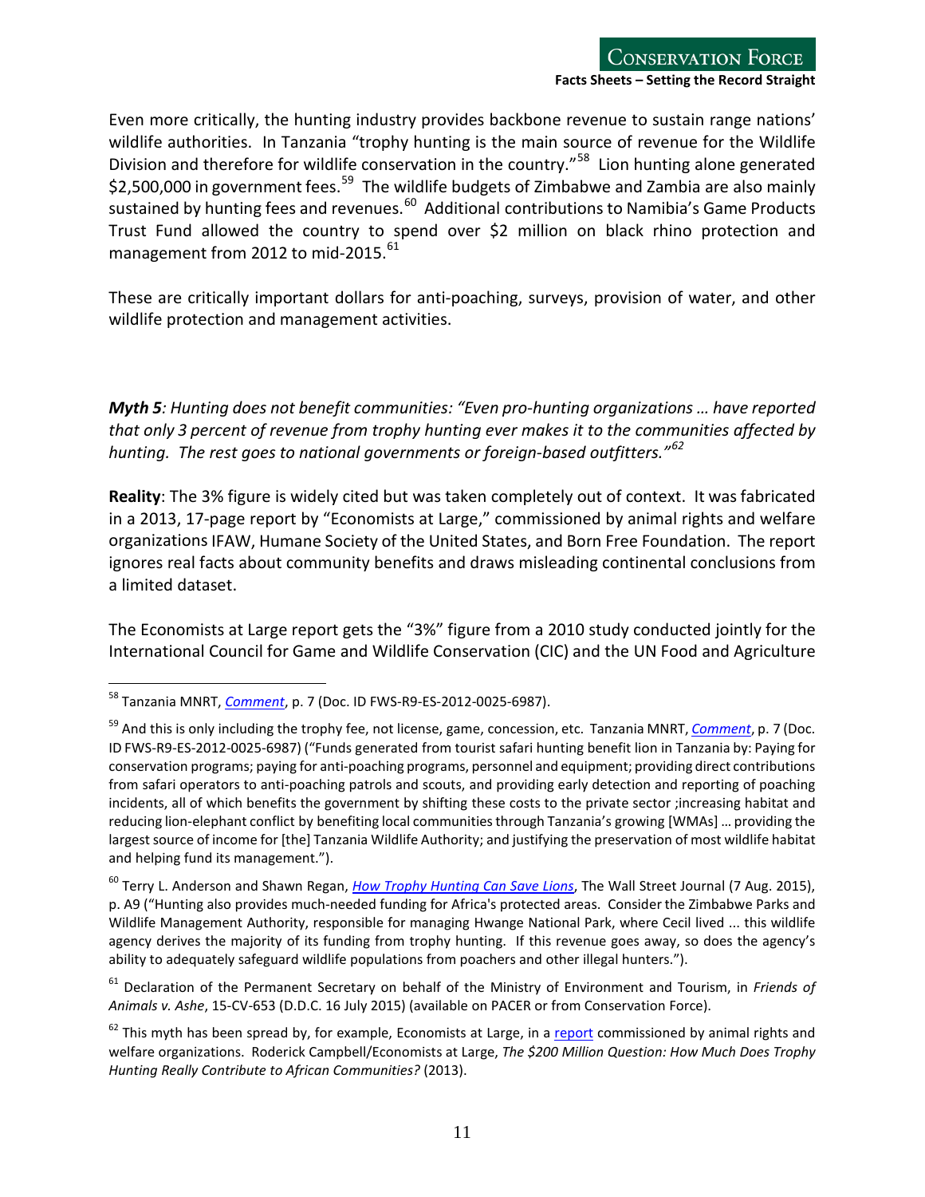Even more critically, the hunting industry provides backbone revenue to sustain range nations' wildlife authorities. In Tanzania "trophy hunting is the main source of revenue for the Wildlife Division and therefore for wildlife conservation in the country."[58] Lion hunting alone generated $2,500,000 in government fees.[59] The wildlife budgets of Zimbabwe and Zambia are also mainly sustained by hunting fees and revenues.[60] Additional contributions to Namibia's Game Products Trust Fund allowed the country to spend over $2 million on black rhino protection and management from 2012 to mid-2015.[61]

These are critically important dollars for anti-poaching, surveys, provision of water, and other wildlife protection and management activities.

***Myth 5**: Hunting does not benefit communities: "Even pro-hunting organizations … have reported that only 3 percent of revenue from trophy hunting ever makes it to the communities affected by hunting. The rest goes to national governments or foreign-based outfitters."*[62]

**Reality**: The 3% figure is widely cited but was taken completely out of context. It was fabricated in a 2013, 17-page report by "Economists at Large," commissioned by animal rights and welfare organizations IFAW, Humane Society of the United States, and Born Free Foundation. The report ignores real facts about community benefits and draws misleading continental conclusions from a limited dataset.

The Economists at Large report gets the "3%" figure from a 2010 study conducted jointly for the International Council for Game and Wildlife Conservation (CIC) and the UN Food and Agriculture

---

[58] Tanzania MNRT, *Comment*, p. 7 (Doc. ID FWS-R9-ES-2012-0025-6987).

[59] And this is only including the trophy fee, not license, game, concession, etc. Tanzania MNRT, *Comment*, p. 7 (Doc. ID FWS-R9-ES-2012-0025-6987) ("Funds generated from tourist safari hunting benefit lion in Tanzania by: Paying for conservation programs; paying for anti-poaching programs, personnel and equipment; providing direct contributions from safari operators to anti-poaching patrols and scouts, and providing early detection and reporting of poaching incidents, all of which benefits the government by shifting these costs to the private sector ;increasing habitat and reducing lion-elephant conflict by benefiting local communities through Tanzania's growing [WMAs] … providing the largest source of income for [the] Tanzania Wildlife Authority; and justifying the preservation of most wildlife habitat and helping fund its management.").

[60] Terry L. Anderson and Shawn Regan, *How Trophy Hunting Can Save Lions*, The Wall Street Journal (7 Aug. 2015), p. A9 ("Hunting also provides much-needed funding for Africa's protected areas. Consider the Zimbabwe Parks and Wildlife Management Authority, responsible for managing Hwange National Park, where Cecil lived ... this wildlife agency derives the majority of its funding from trophy hunting. If this revenue goes away, so does the agency's ability to adequately safeguard wildlife populations from poachers and other illegal hunters.").

[61] Declaration of the Permanent Secretary on behalf of the Ministry of Environment and Tourism, in *Friends of Animals v. Ashe*, 15-CV-653 (D.D.C. 16 July 2015) (available on PACER or from Conservation Force).

[62] This myth has been spread by, for example, Economists at Large, in a report commissioned by animal rights and welfare organizations. Roderick Campbell/Economists at Large, *The $200 Million Question: How Much Does Trophy Hunting Really Contribute to African Communities?* (2013).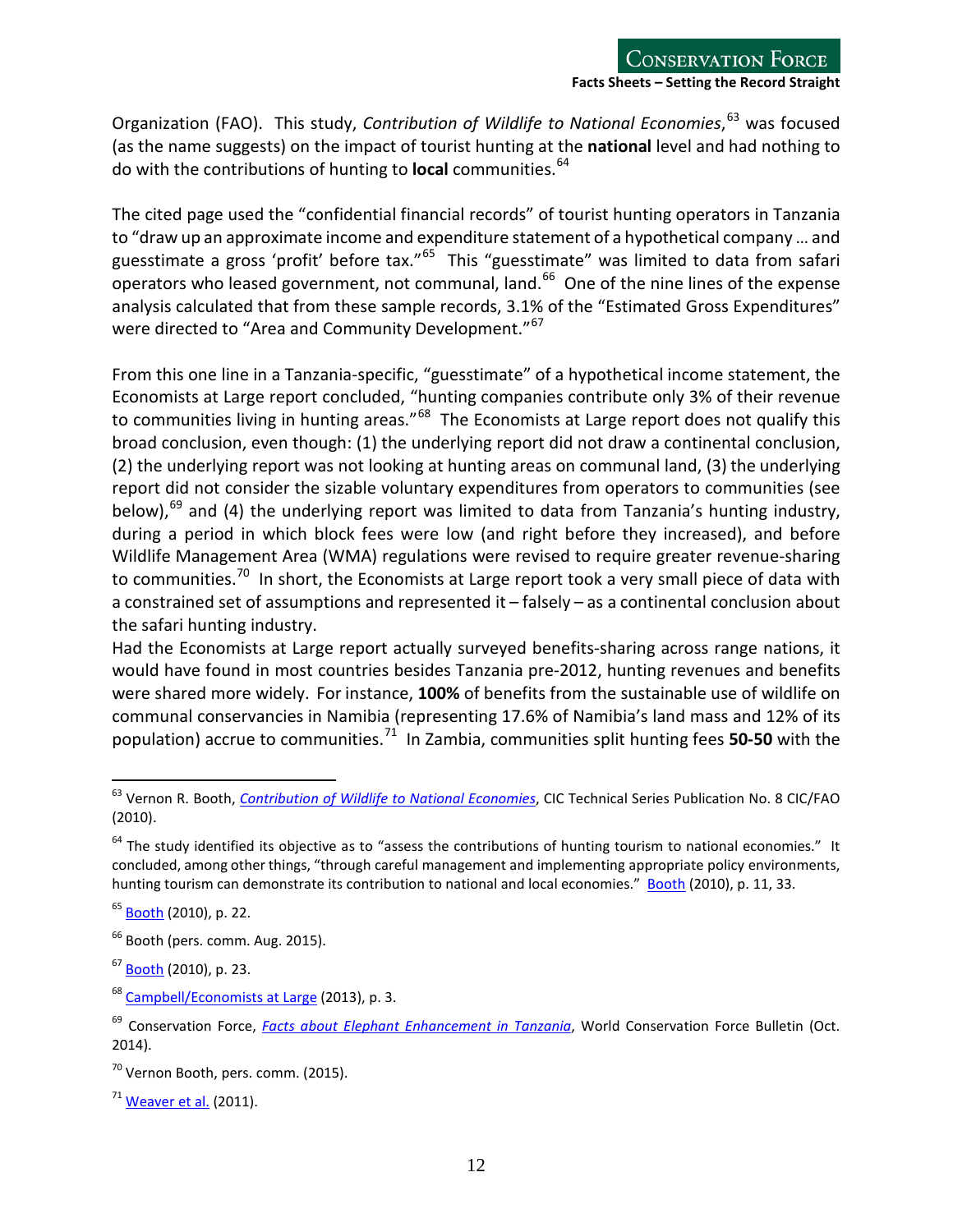Organization (FAO). This study, *Contribution of Wildlife to National Economies*,[63] was focused (as the name suggests) on the impact of tourist hunting at the **national** level and had nothing to do with the contributions of hunting to **local** communities.[64]

The cited page used the "confidential financial records" of tourist hunting operators in Tanzania to "draw up an approximate income and expenditure statement of a hypothetical company … and guesstimate a gross 'profit' before tax."[65] This "guesstimate" was limited to data from safari operators who leased government, not communal, land.[66] One of the nine lines of the expense analysis calculated that from these sample records, 3.1% of the "Estimated Gross Expenditures" were directed to "Area and Community Development."[67]

From this one line in a Tanzania-specific, "guesstimate" of a hypothetical income statement, the Economists at Large report concluded, "hunting companies contribute only 3% of their revenue to communities living in hunting areas."[68] The Economists at Large report does not qualify this broad conclusion, even though: (1) the underlying report did not draw a continental conclusion, (2) the underlying report was not looking at hunting areas on communal land, (3) the underlying report did not consider the sizable voluntary expenditures from operators to communities (see below),[69] and (4) the underlying report was limited to data from Tanzania's hunting industry, during a period in which block fees were low (and right before they increased), and before Wildlife Management Area (WMA) regulations were revised to require greater revenue-sharing to communities.[70] In short, the Economists at Large report took a very small piece of data with a constrained set of assumptions and represented it – falsely – as a continental conclusion about the safari hunting industry.

Had the Economists at Large report actually surveyed benefits-sharing across range nations, it would have found in most countries besides Tanzania pre-2012, hunting revenues and benefits were shared more widely. For instance, **100%** of benefits from the sustainable use of wildlife on communal conservancies in Namibia (representing 17.6% of Namibia's land mass and 12% of its population) accrue to communities.[71] In Zambia, communities split hunting fees **50-50** with the

---

[63] Vernon R. Booth, *Contribution of Wildlife to National Economies*, CIC Technical Series Publication No. 8 CIC/FAO (2010).

[64] The study identified its objective as to "assess the contributions of hunting tourism to national economies." It concluded, among other things, "through careful management and implementing appropriate policy environments, hunting tourism can demonstrate its contribution to national and local economies." Booth (2010), p. 11, 33.

[65] Booth (2010), p. 22.

[66] Booth (pers. comm. Aug. 2015).

[67] Booth (2010), p. 23.

[68] Campbell/Economists at Large (2013), p. 3.

[69] Conservation Force, *Facts about Elephant Enhancement in Tanzania*, World Conservation Force Bulletin (Oct. 2014).

[70] Vernon Booth, pers. comm. (2015).

[71] Weaver et al. (2011).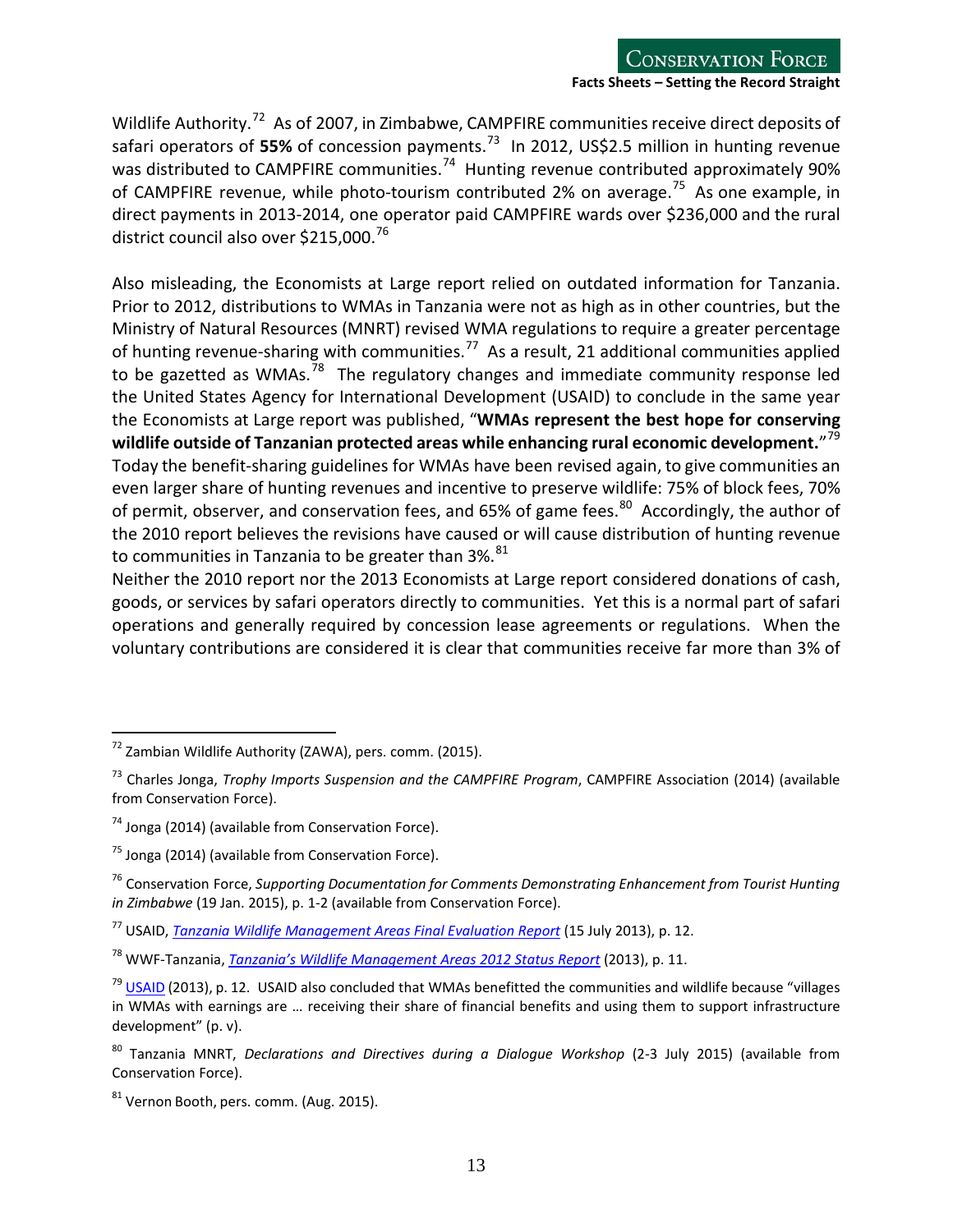Wildlife Authority.[72] As of 2007, in Zimbabwe, CAMPFIRE communities receive direct deposits of safari operators of **55%** of concession payments.[73] In 2012, US$2.5 million in hunting revenue was distributed to CAMPFIRE communities.[74] Hunting revenue contributed approximately 90% of CAMPFIRE revenue, while photo-tourism contributed 2% on average.[75] As one example, in direct payments in 2013-2014, one operator paid CAMPFIRE wards over $236,000 and the rural district council also over $215,000.[76]

Also misleading, the Economists at Large report relied on outdated information for Tanzania. Prior to 2012, distributions to WMAs in Tanzania were not as high as in other countries, but the Ministry of Natural Resources (MNRT) revised WMA regulations to require a greater percentage of hunting revenue-sharing with communities.[77] As a result, 21 additional communities applied to be gazetted as WMAs.[78] The regulatory changes and immediate community response led the United States Agency for International Development (USAID) to conclude in the same year the Economists at Large report was published, "**WMAs represent the best hope for conserving wildlife outside of Tanzanian protected areas while enhancing rural economic development.**"[79] Today the benefit-sharing guidelines for WMAs have been revised again, to give communities an even larger share of hunting revenues and incentive to preserve wildlife: 75% of block fees, 70% of permit, observer, and conservation fees, and 65% of game fees.[80] Accordingly, the author of the 2010 report believes the revisions have caused or will cause distribution of hunting revenue to communities in Tanzania to be greater than 3%.[81]

Neither the 2010 report nor the 2013 Economists at Large report considered donations of cash, goods, or services by safari operators directly to communities. Yet this is a normal part of safari operations and generally required by concession lease agreements or regulations. When the voluntary contributions are considered it is clear that communities receive far more than 3% of

---

[72] Zambian Wildlife Authority (ZAWA), pers. comm. (2015).

[73] Charles Jonga, *Trophy Imports Suspension and the CAMPFIRE Program*, CAMPFIRE Association (2014) (available from Conservation Force).

[74] Jonga (2014) (available from Conservation Force).

[75] Jonga (2014) (available from Conservation Force).

[76] Conservation Force, *Supporting Documentation for Comments Demonstrating Enhancement from Tourist Hunting in Zimbabwe* (19 Jan. 2015), p. 1-2 (available from Conservation Force).

[77] USAID, *Tanzania Wildlife Management Areas Final Evaluation Report* (15 July 2013), p. 12.

[78] WWF-Tanzania, *Tanzania's Wildlife Management Areas 2012 Status Report* (2013), p. 11.

[79] USAID (2013), p. 12. USAID also concluded that WMAs benefitted the communities and wildlife because "villages in WMAs with earnings are … receiving their share of financial benefits and using them to support infrastructure development" (p. v).

[80] Tanzania MNRT, *Declarations and Directives during a Dialogue Workshop* (2-3 July 2015) (available from Conservation Force).

[81] Vernon Booth, pers. comm. (Aug. 2015).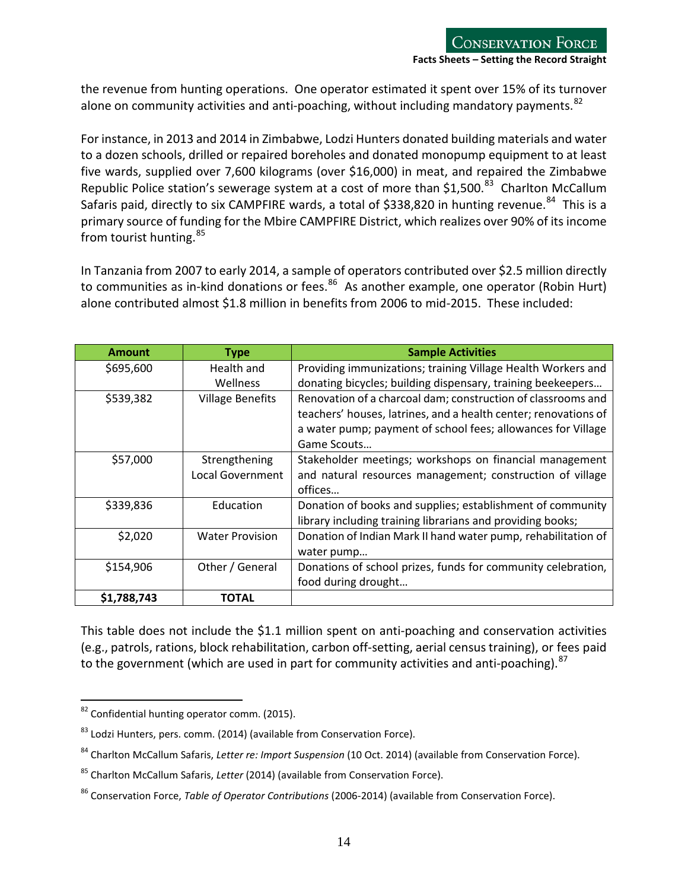the revenue from hunting operations. One operator estimated it spent over 15% of its turnover alone on community activities and anti-poaching, without including mandatory payments.[82]

For instance, in 2013 and 2014 in Zimbabwe, Lodzi Hunters donated building materials and water to a dozen schools, drilled or repaired boreholes and donated monopump equipment to at least five wards, supplied over 7,600 kilograms (over $16,000) in meat, and repaired the Zimbabwe Republic Police station's sewerage system at a cost of more than $1,500.[83] Charlton McCallum Safaris paid, directly to six CAMPFIRE wards, a total of $338,820 in hunting revenue.[84] This is a primary source of funding for the Mbire CAMPFIRE District, which realizes over 90% of its income from tourist hunting.[85]

In Tanzania from 2007 to early 2014, a sample of operators contributed over $2.5 million directly to communities as in-kind donations or fees.[86] As another example, one operator (Robin Hurt) alone contributed almost $1.8 million in benefits from 2006 to mid-2015. These included:

| Amount | Type | Sample Activities |
|---|---|---|
| $695,600 | Health and Wellness | Providing immunizations; training Village Health Workers and donating bicycles; building dispensary, training beekeepers… |
| $539,382 | Village Benefits | Renovation of a charcoal dam; construction of classrooms and teachers' houses, latrines, and a health center; renovations of a water pump; payment of school fees; allowances for Village Game Scouts… |
| $57,000 | Strengthening Local Government | Stakeholder meetings; workshops on financial management and natural resources management; construction of village offices… |
| $339,836 | Education | Donation of books and supplies; establishment of community library including training librarians and providing books; |
| $2,020 | Water Provision | Donation of Indian Mark II hand water pump, rehabilitation of water pump… |
| $154,906 | Other / General | Donations of school prizes, funds for community celebration, food during drought… |
| **$1,788,743** | **TOTAL** | |

This table does not include the $1.1 million spent on anti-poaching and conservation activities (e.g., patrols, rations, block rehabilitation, carbon off-setting, aerial census training), or fees paid to the government (which are used in part for community activities and anti-poaching).[87]

[82] Confidential hunting operator comm. (2015).

[83] Lodzi Hunters, pers. comm. (2014) (available from Conservation Force).

[84] Charlton McCallum Safaris, *Letter re: Import Suspension* (10 Oct. 2014) (available from Conservation Force).

[85] Charlton McCallum Safaris, *Letter* (2014) (available from Conservation Force).

[86] Conservation Force, *Table of Operator Contributions* (2006-2014) (available from Conservation Force).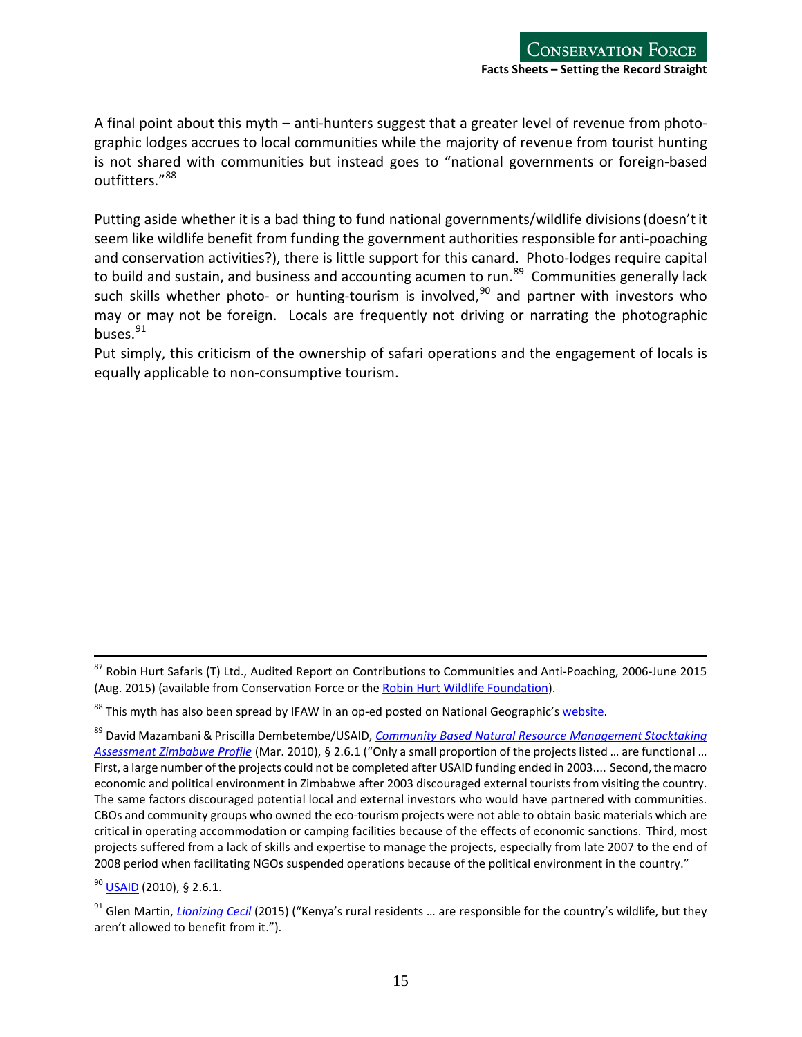A final point about this myth – anti-hunters suggest that a greater level of revenue from photo-graphic lodges accrues to local communities while the majority of revenue from tourist hunting is not shared with communities but instead goes to "national governments or foreign-based outfitters."[88]

Putting aside whether it is a bad thing to fund national governments/wildlife divisions (doesn't it seem like wildlife benefit from funding the government authorities responsible for anti-poaching and conservation activities?), there is little support for this canard. Photo-lodges require capital to build and sustain, and business and accounting acumen to run.[89] Communities generally lack such skills whether photo- or hunting-tourism is involved,[90] and partner with investors who may or may not be foreign. Locals are frequently not driving or narrating the photographic buses.[91]

Put simply, this criticism of the ownership of safari operations and the engagement of locals is equally applicable to non-consumptive tourism.

---

[87] Robin Hurt Safaris (T) Ltd., Audited Report on Contributions to Communities and Anti-Poaching, 2006-June 2015 (Aug. 2015) (available from Conservation Force or the Robin Hurt Wildlife Foundation).

[88] This myth has also been spread by IFAW in an op-ed posted on National Geographic's website.

[89] David Mazambani & Priscilla Dembetembe/USAID, *Community Based Natural Resource Management Stocktaking Assessment Zimbabwe Profile* (Mar. 2010), § 2.6.1 ("Only a small proportion of the projects listed … are functional … First, a large number of the projects could not be completed after USAID funding ended in 2003.... Second, the macro economic and political environment in Zimbabwe after 2003 discouraged external tourists from visiting the country. The same factors discouraged potential local and external investors who would have partnered with communities. CBOs and community groups who owned the eco-tourism projects were not able to obtain basic materials which are critical in operating accommodation or camping facilities because of the effects of economic sanctions. Third, most projects suffered from a lack of skills and expertise to manage the projects, especially from late 2007 to the end of 2008 period when facilitating NGOs suspended operations because of the political environment in the country."

[90] USAID (2010), § 2.6.1.

[91] Glen Martin, *Lionizing Cecil* (2015) ("Kenya's rural residents … are responsible for the country's wildlife, but they aren't allowed to benefit from it.").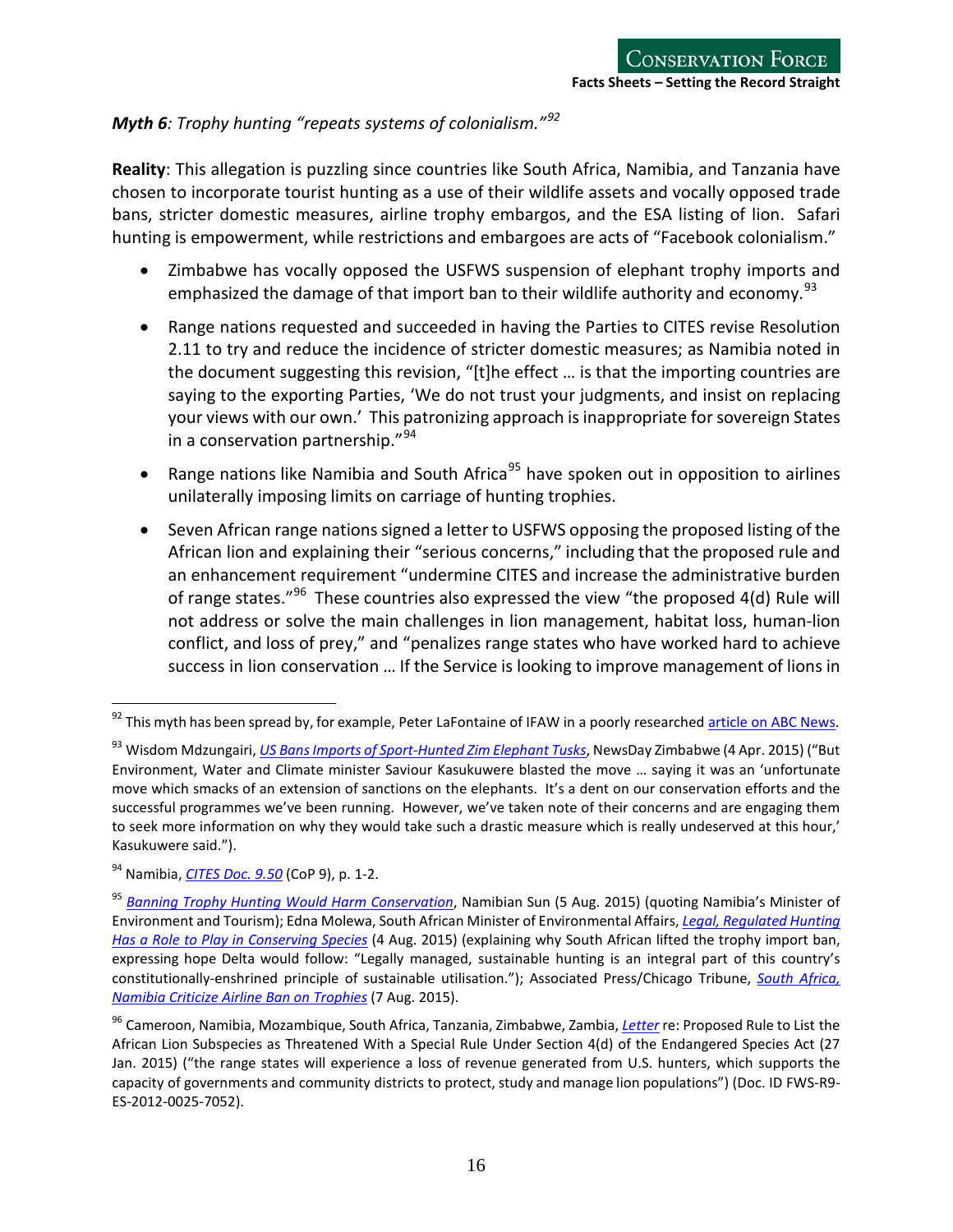***Myth 6**: Trophy hunting "repeats systems of colonialism."*[92]

**Reality**: This allegation is puzzling since countries like South Africa, Namibia, and Tanzania have chosen to incorporate tourist hunting as a use of their wildlife assets and vocally opposed trade bans, stricter domestic measures, airline trophy embargos, and the ESA listing of lion. Safari hunting is empowerment, while restrictions and embargoes are acts of "Facebook colonialism."

- Zimbabwe has vocally opposed the USFWS suspension of elephant trophy imports and emphasized the damage of that import ban to their wildlife authority and economy.[93]
- Range nations requested and succeeded in having the Parties to CITES revise Resolution 2.11 to try and reduce the incidence of stricter domestic measures; as Namibia noted in the document suggesting this revision, "[t]he effect … is that the importing countries are saying to the exporting Parties, 'We do not trust your judgments, and insist on replacing your views with our own.' This patronizing approach is inappropriate for sovereign States in a conservation partnership."[94]
- Range nations like Namibia and South Africa[95] have spoken out in opposition to airlines unilaterally imposing limits on carriage of hunting trophies.
- Seven African range nations signed a letter to USFWS opposing the proposed listing of the African lion and explaining their "serious concerns," including that the proposed rule and an enhancement requirement "undermine CITES and increase the administrative burden of range states."[96] These countries also expressed the view "the proposed 4(d) Rule will not address or solve the main challenges in lion management, habitat loss, human-lion conflict, and loss of prey," and "penalizes range states who have worked hard to achieve success in lion conservation … If the Service is looking to improve management of lions in

---

[92] This myth has been spread by, for example, Peter LaFontaine of IFAW in a poorly researched article on ABC News.

[93] Wisdom Mdzungairi, *US Bans Imports of Sport-Hunted Zim Elephant Tusks*, NewsDay Zimbabwe (4 Apr. 2015) ("But Environment, Water and Climate minister Saviour Kasukuwere blasted the move … saying it was an 'unfortunate move which smacks of an extension of sanctions on the elephants. It's a dent on our conservation efforts and the successful programmes we've been running. However, we've taken note of their concerns and are engaging them to seek more information on why they would take such a drastic measure which is really undeserved at this hour,' Kasukuwere said.").

[94] Namibia, *CITES Doc. 9.50* (CoP 9), p. 1-2.

[95] *Banning Trophy Hunting Would Harm Conservation*, Namibian Sun (5 Aug. 2015) (quoting Namibia's Minister of Environment and Tourism); Edna Molewa, South African Minister of Environmental Affairs, *Legal, Regulated Hunting Has a Role to Play in Conserving Species* (4 Aug. 2015) (explaining why South African lifted the trophy import ban, expressing hope Delta would follow: "Legally managed, sustainable hunting is an integral part of this country's constitutionally-enshrined principle of sustainable utilisation."); Associated Press/Chicago Tribune, *South Africa, Namibia Criticize Airline Ban on Trophies* (7 Aug. 2015).

[96] Cameroon, Namibia, Mozambique, South Africa, Tanzania, Zimbabwe, Zambia, *Letter* re: Proposed Rule to List the African Lion Subspecies as Threatened With a Special Rule Under Section 4(d) of the Endangered Species Act (27 Jan. 2015) ("the range states will experience a loss of revenue generated from U.S. hunters, which supports the capacity of governments and community districts to protect, study and manage lion populations") (Doc. ID FWS-R9-ES-2012-0025-7052).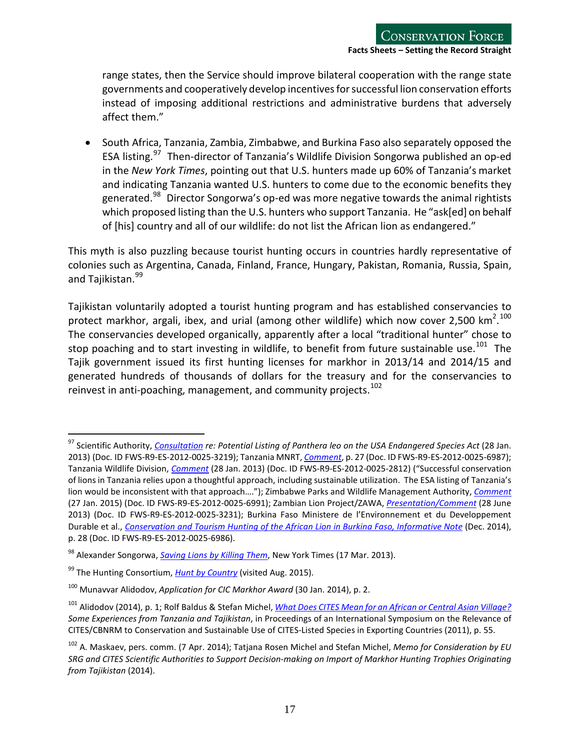range states, then the Service should improve bilateral cooperation with the range state governments and cooperatively develop incentives for successful lion conservation efforts instead of imposing additional restrictions and administrative burdens that adversely affect them."

- South Africa, Tanzania, Zambia, Zimbabwe, and Burkina Faso also separately opposed the ESA listing.[97] Then-director of Tanzania's Wildlife Division Songorwa published an op-ed in the *New York Times*, pointing out that U.S. hunters made up 60% of Tanzania's market and indicating Tanzania wanted U.S. hunters to come due to the economic benefits they generated.[98] Director Songorwa's op-ed was more negative towards the animal rightists which proposed listing than the U.S. hunters who support Tanzania. He "ask[ed] on behalf of [his] country and all of our wildlife: do not list the African lion as endangered."

This myth is also puzzling because tourist hunting occurs in countries hardly representative of colonies such as Argentina, Canada, Finland, France, Hungary, Pakistan, Romania, Russia, Spain, and Tajikistan.[99]

Tajikistan voluntarily adopted a tourist hunting program and has established conservancies to protect markhor, argali, ibex, and urial (among other wildlife) which now cover 2,500 km$^2$.[100] The conservancies developed organically, apparently after a local "traditional hunter" chose to stop poaching and to start investing in wildlife, to benefit from future sustainable use.[101] The Tajik government issued its first hunting licenses for markhor in 2013/14 and 2014/15 and generated hundreds of thousands of dollars for the treasury and for the conservancies to reinvest in anti-poaching, management, and community projects.[102]

---

[97] Scientific Authority, *Consultation re: Potential Listing of Panthera leo on the USA Endangered Species Act* (28 Jan. 2013) (Doc. ID FWS-R9-ES-2012-0025-3219); Tanzania MNRT, *Comment*, p. 27 (Doc. ID FWS-R9-ES-2012-0025-6987); Tanzania Wildlife Division, *Comment* (28 Jan. 2013) (Doc. ID FWS-R9-ES-2012-0025-2812) ("Successful conservation of lions in Tanzania relies upon a thoughtful approach, including sustainable utilization. The ESA listing of Tanzania's lion would be inconsistent with that approach…."); Zimbabwe Parks and Wildlife Management Authority, *Comment* (27 Jan. 2015) (Doc. ID FWS-R9-ES-2012-0025-6991); Zambian Lion Project/ZAWA, *Presentation/Comment* (28 June 2013) (Doc. ID FWS-R9-ES-2012-0025-3231); Burkina Faso Ministere de l'Environnement et du Developpement Durable et al., *Conservation and Tourism Hunting of the African Lion in Burkina Faso, Informative Note* (Dec. 2014), p. 28 (Doc. ID FWS-R9-ES-2012-0025-6986).

[98] Alexander Songorwa, *Saving Lions by Killing Them*, New York Times (17 Mar. 2013).

[99] The Hunting Consortium, *Hunt by Country* (visited Aug. 2015).

[100] Munavvar Alidodov, *Application for CIC Markhor Award* (30 Jan. 2014), p. 2.

[101] Alidodov (2014), p. 1; Rolf Baldus & Stefan Michel, *What Does CITES Mean for an African or Central Asian Village? Some Experiences from Tanzania and Tajikistan*, in Proceedings of an International Symposium on the Relevance of CITES/CBNRM to Conservation and Sustainable Use of CITES-Listed Species in Exporting Countries (2011), p. 55.

[102] A. Maskaev, pers. comm. (7 Apr. 2014); Tatjana Rosen Michel and Stefan Michel, *Memo for Consideration by EU SRG and CITES Scientific Authorities to Support Decision-making on Import of Markhor Hunting Trophies Originating from Tajikistan* (2014).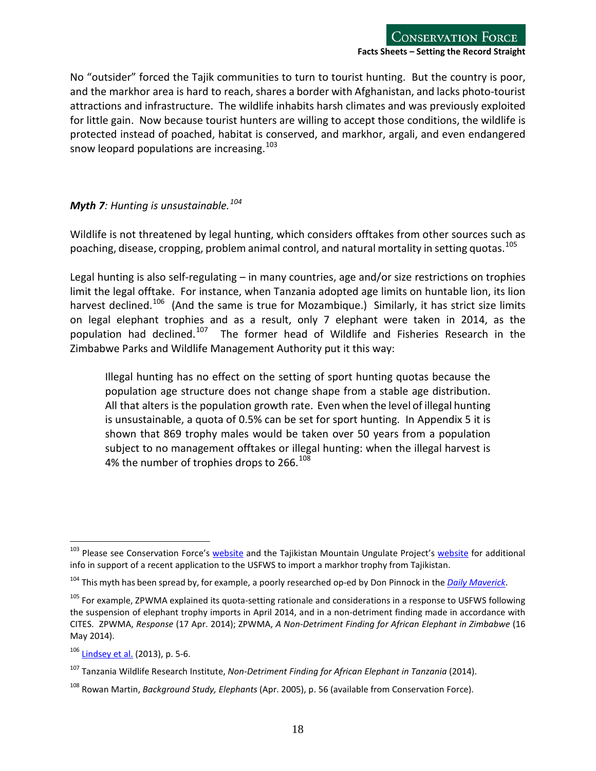No "outsider" forced the Tajik communities to turn to tourist hunting. But the country is poor, and the markhor area is hard to reach, shares a border with Afghanistan, and lacks photo-tourist attractions and infrastructure. The wildlife inhabits harsh climates and was previously exploited for little gain. Now because tourist hunters are willing to accept those conditions, the wildlife is protected instead of poached, habitat is conserved, and markhor, argali, and even endangered snow leopard populations are increasing.[103]

***Myth 7**: Hunting is unsustainable.*[104]

Wildlife is not threatened by legal hunting, which considers offtakes from other sources such as poaching, disease, cropping, problem animal control, and natural mortality in setting quotas.[105]

Legal hunting is also self-regulating – in many countries, age and/or size restrictions on trophies limit the legal offtake. For instance, when Tanzania adopted age limits on huntable lion, its lion harvest declined.[106] (And the same is true for Mozambique.) Similarly, it has strict size limits on legal elephant trophies and as a result, only 7 elephant were taken in 2014, as the population had declined.[107] The former head of Wildlife and Fisheries Research in the Zimbabwe Parks and Wildlife Management Authority put it this way:

> Illegal hunting has no effect on the setting of sport hunting quotas because the population age structure does not change shape from a stable age distribution. All that alters is the population growth rate. Even when the level of illegal hunting is unsustainable, a quota of 0.5% can be set for sport hunting. In Appendix 5 it is shown that 869 trophy males would be taken over 50 years from a population subject to no management offtakes or illegal hunting: when the illegal harvest is 4% the number of trophies drops to 266.[108]

---

[103] Please see Conservation Force's website and the Tajikistan Mountain Ungulate Project's website for additional info in support of a recent application to the USFWS to import a markhor trophy from Tajikistan.

[104] This myth has been spread by, for example, a poorly researched op-ed by Don Pinnock in the *Daily Maverick*.

[105] For example, ZPWMA explained its quota-setting rationale and considerations in a response to USFWS following the suspension of elephant trophy imports in April 2014, and in a non-detriment finding made in accordance with CITES. ZPWMA, *Response* (17 Apr. 2014); ZPWMA, *A Non-Detriment Finding for African Elephant in Zimbabwe* (16 May 2014).

[106] Lindsey et al. (2013), p. 5-6.

[107] Tanzania Wildlife Research Institute, *Non-Detriment Finding for African Elephant in Tanzania* (2014).

[108] Rowan Martin, *Background Study, Elephants* (Apr. 2005), p. 56 (available from Conservation Force).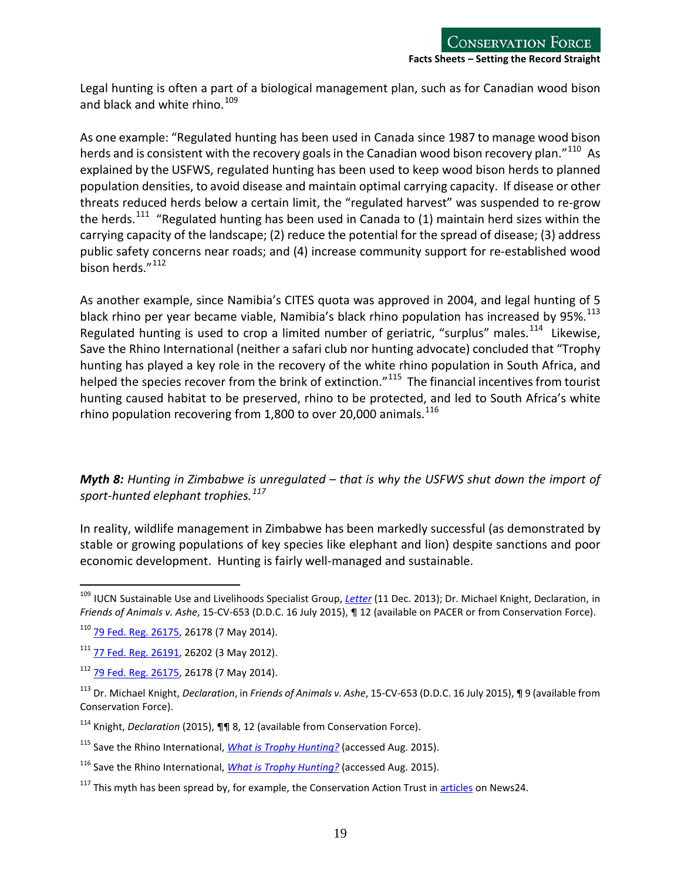Legal hunting is often a part of a biological management plan, such as for Canadian wood bison and black and white rhino.[109]

As one example: "Regulated hunting has been used in Canada since 1987 to manage wood bison herds and is consistent with the recovery goals in the Canadian wood bison recovery plan."[110] As explained by the USFWS, regulated hunting has been used to keep wood bison herds to planned population densities, to avoid disease and maintain optimal carrying capacity. If disease or other threats reduced herds below a certain limit, the "regulated harvest" was suspended to re-grow the herds.[111] "Regulated hunting has been used in Canada to (1) maintain herd sizes within the carrying capacity of the landscape; (2) reduce the potential for the spread of disease; (3) address public safety concerns near roads; and (4) increase community support for re-established wood bison herds."[112]

As another example, since Namibia's CITES quota was approved in 2004, and legal hunting of 5 black rhino per year became viable, Namibia's black rhino population has increased by 95%.[113] Regulated hunting is used to crop a limited number of geriatric, "surplus" males.[114] Likewise, Save the Rhino International (neither a safari club nor hunting advocate) concluded that "Trophy hunting has played a key role in the recovery of the white rhino population in South Africa, and helped the species recover from the brink of extinction."[115] The financial incentives from tourist hunting caused habitat to be preserved, rhino to be protected, and led to South Africa's white rhino population recovering from 1,800 to over 20,000 animals.[116]

***Myth 8:*** *Hunting in Zimbabwe is unregulated – that is why the USFWS shut down the import of sport-hunted elephant trophies.*[117]

In reality, wildlife management in Zimbabwe has been markedly successful (as demonstrated by stable or growing populations of key species like elephant and lion) despite sanctions and poor economic development. Hunting is fairly well-managed and sustainable.

---

[109] IUCN Sustainable Use and Livelihoods Specialist Group, *Letter* (11 Dec. 2013); Dr. Michael Knight, Declaration, in *Friends of Animals v. Ashe*, 15-CV-653 (D.D.C. 16 July 2015), ¶ 12 (available on PACER or from Conservation Force).

[110] 79 Fed. Reg. 26175, 26178 (7 May 2014).

[111] 77 Fed. Reg. 26191, 26202 (3 May 2012).

[112] 79 Fed. Reg. 26175, 26178 (7 May 2014).

[113] Dr. Michael Knight, *Declaration*, in *Friends of Animals v. Ashe*, 15-CV-653 (D.D.C. 16 July 2015), ¶ 9 (available from Conservation Force).

[114] Knight, *Declaration* (2015), ¶¶ 8, 12 (available from Conservation Force).

[115] Save the Rhino International, *What is Trophy Hunting?* (accessed Aug. 2015).

[116] Save the Rhino International, *What is Trophy Hunting?* (accessed Aug. 2015).

[117] This myth has been spread by, for example, the Conservation Action Trust in articles on News24.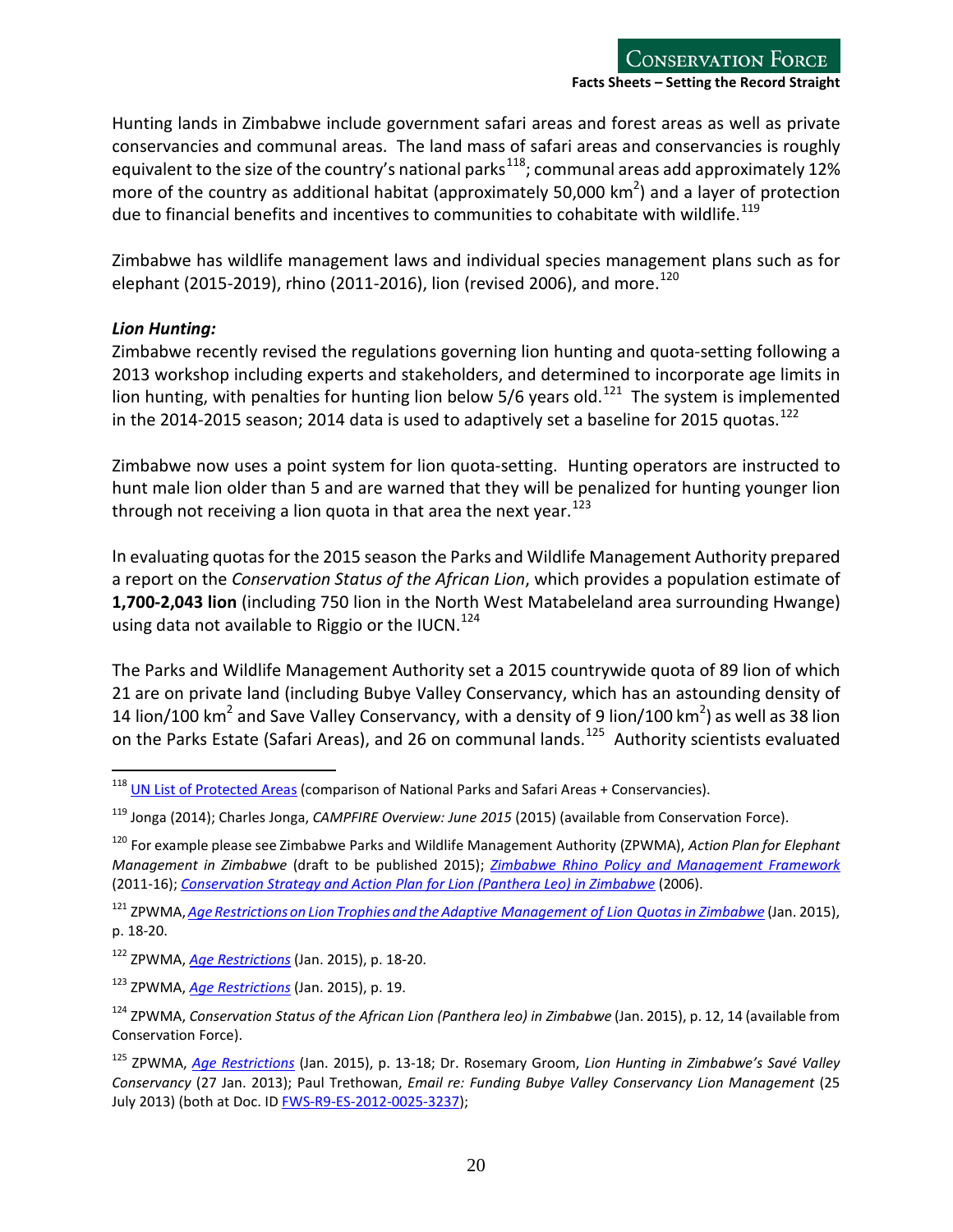Hunting lands in Zimbabwe include government safari areas and forest areas as well as private conservancies and communal areas. The land mass of safari areas and conservancies is roughly equivalent to the size of the country's national parks[118]; communal areas add approximately 12% more of the country as additional habitat (approximately 50,000 $km^2$) and a layer of protection due to financial benefits and incentives to communities to cohabitate with wildlife.[119]

Zimbabwe has wildlife management laws and individual species management plans such as for elephant (2015-2019), rhino (2011-2016), lion (revised 2006), and more.[120]

***Lion Hunting:***

Zimbabwe recently revised the regulations governing lion hunting and quota-setting following a 2013 workshop including experts and stakeholders, and determined to incorporate age limits in lion hunting, with penalties for hunting lion below 5/6 years old.[121] The system is implemented in the 2014-2015 season; 2014 data is used to adaptively set a baseline for 2015 quotas.[122]

Zimbabwe now uses a point system for lion quota-setting. Hunting operators are instructed to hunt male lion older than 5 and are warned that they will be penalized for hunting younger lion through not receiving a lion quota in that area the next year.[123]

In evaluating quotas for the 2015 season the Parks and Wildlife Management Authority prepared a report on the *Conservation Status of the African Lion*, which provides a population estimate of **1,700-2,043 lion** (including 750 lion in the North West Matabeleland area surrounding Hwange) using data not available to Riggio or the IUCN.[124]

The Parks and Wildlife Management Authority set a 2015 countrywide quota of 89 lion of which 21 are on private land (including Bubye Valley Conservancy, which has an astounding density of 14 lion/100 $km^2$ and Save Valley Conservancy, with a density of 9 lion/100 $km^2$) as well as 38 lion on the Parks Estate (Safari Areas), and 26 on communal lands.[125] Authority scientists evaluated

---

[118] UN List of Protected Areas (comparison of National Parks and Safari Areas + Conservancies).

[119] Jonga (2014); Charles Jonga, *CAMPFIRE Overview: June 2015* (2015) (available from Conservation Force).

[120] For example please see Zimbabwe Parks and Wildlife Management Authority (ZPWMA), *Action Plan for Elephant Management in Zimbabwe* (draft to be published 2015); *Zimbabwe Rhino Policy and Management Framework* (2011-16); *Conservation Strategy and Action Plan for Lion (Panthera Leo) in Zimbabwe* (2006).

[121] ZPWMA, *Age Restrictions on Lion Trophies and the Adaptive Management of Lion Quotas in Zimbabwe* (Jan. 2015), p. 18-20.

[122] ZPWMA, *Age Restrictions* (Jan. 2015), p. 18-20.

[123] ZPWMA, *Age Restrictions* (Jan. 2015), p. 19.

[124] ZPWMA, *Conservation Status of the African Lion (Panthera leo) in Zimbabwe* (Jan. 2015), p. 12, 14 (available from Conservation Force).

[125] ZPWMA, *Age Restrictions* (Jan. 2015), p. 13-18; Dr. Rosemary Groom, *Lion Hunting in Zimbabwe's Savé Valley Conservancy* (27 Jan. 2013); Paul Trethowan, *Email re: Funding Bubye Valley Conservancy Lion Management* (25 July 2013) (both at Doc. ID FWS-R9-ES-2012-0025-3237);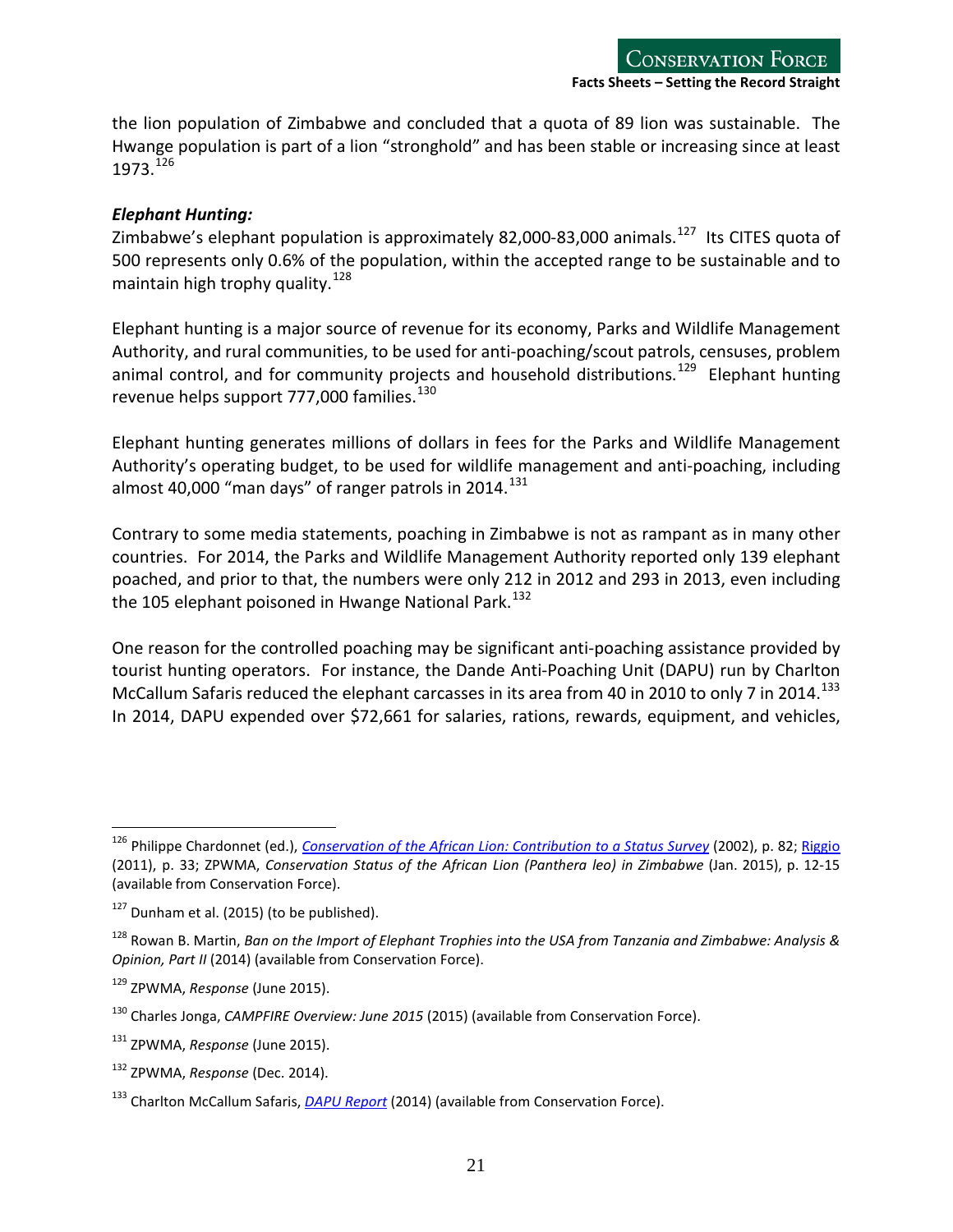the lion population of Zimbabwe and concluded that a quota of 89 lion was sustainable. The Hwange population is part of a lion "stronghold" and has been stable or increasing since at least 1973.[126]

***Elephant Hunting:***

Zimbabwe's elephant population is approximately 82,000-83,000 animals.[127] Its CITES quota of 500 represents only 0.6% of the population, within the accepted range to be sustainable and to maintain high trophy quality.[128]

Elephant hunting is a major source of revenue for its economy, Parks and Wildlife Management Authority, and rural communities, to be used for anti-poaching/scout patrols, censuses, problem animal control, and for community projects and household distributions.[129] Elephant hunting revenue helps support 777,000 families.[130]

Elephant hunting generates millions of dollars in fees for the Parks and Wildlife Management Authority's operating budget, to be used for wildlife management and anti-poaching, including almost 40,000 "man days" of ranger patrols in 2014.[131]

Contrary to some media statements, poaching in Zimbabwe is not as rampant as in many other countries. For 2014, the Parks and Wildlife Management Authority reported only 139 elephant poached, and prior to that, the numbers were only 212 in 2012 and 293 in 2013, even including the 105 elephant poisoned in Hwange National Park.[132]

One reason for the controlled poaching may be significant anti-poaching assistance provided by tourist hunting operators. For instance, the Dande Anti-Poaching Unit (DAPU) run by Charlton McCallum Safaris reduced the elephant carcasses in its area from 40 in 2010 to only 7 in 2014.[133] In 2014, DAPU expended over $72,661 for salaries, rations, rewards, equipment, and vehicles,

---

[126] Philippe Chardonnet (ed.), *Conservation of the African Lion: Contribution to a Status Survey* (2002), p. 82; Riggio (2011), p. 33; ZPWMA, *Conservation Status of the African Lion (Panthera leo) in Zimbabwe* (Jan. 2015), p. 12-15 (available from Conservation Force).

[127] Dunham et al. (2015) (to be published).

[128] Rowan B. Martin, *Ban on the Import of Elephant Trophies into the USA from Tanzania and Zimbabwe: Analysis & Opinion, Part II* (2014) (available from Conservation Force).

[129] ZPWMA, *Response* (June 2015).

[130] Charles Jonga, *CAMPFIRE Overview: June 2015* (2015) (available from Conservation Force).

[131] ZPWMA, *Response* (June 2015).

[132] ZPWMA, *Response* (Dec. 2014).

[133] Charlton McCallum Safaris, *DAPU Report* (2014) (available from Conservation Force).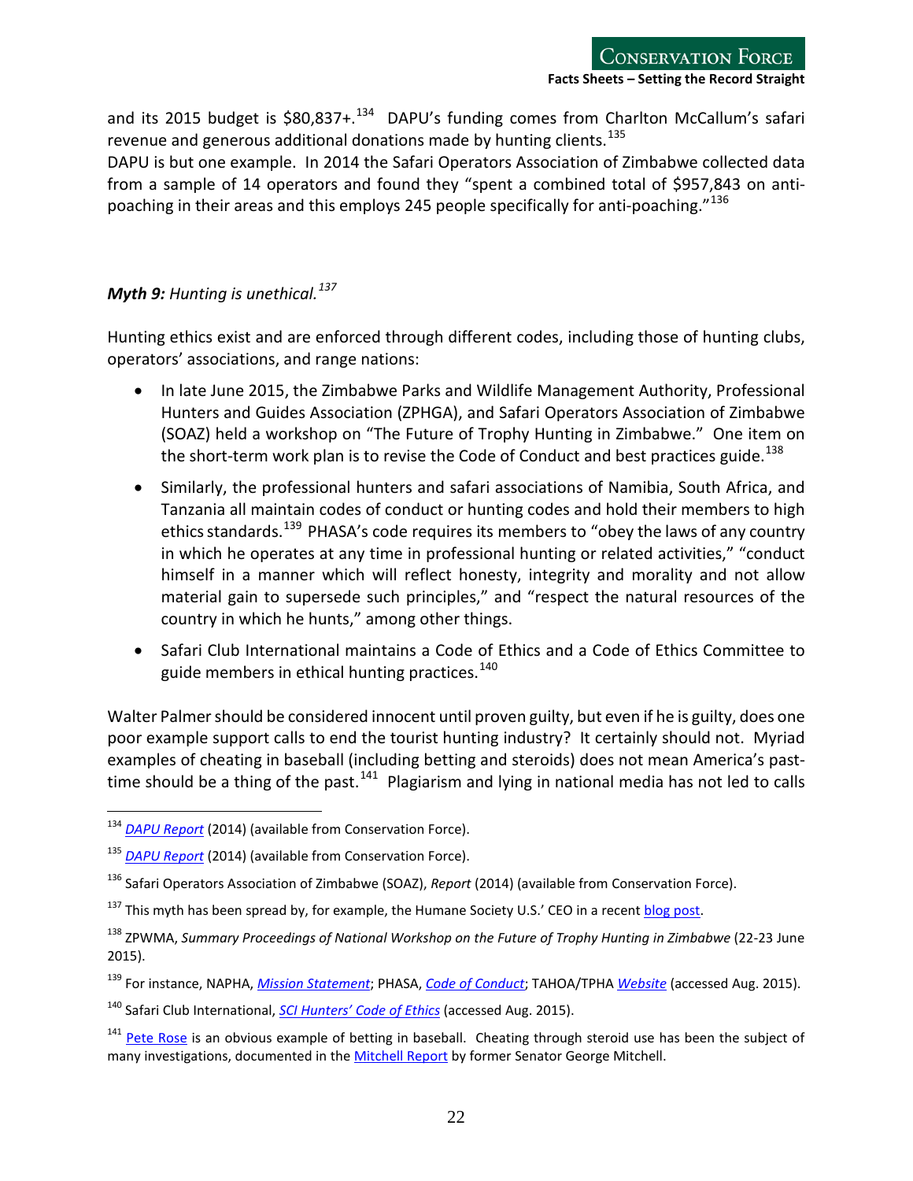and its 2015 budget is $80,837+.[134] DAPU's funding comes from Charlton McCallum's safari revenue and generous additional donations made by hunting clients.[135]

DAPU is but one example. In 2014 the Safari Operators Association of Zimbabwe collected data from a sample of 14 operators and found they "spent a combined total of $957,843 on anti-poaching in their areas and this employs 245 people specifically for anti-poaching."[136]

***Myth 9:** Hunting is unethical.*[137]

Hunting ethics exist and are enforced through different codes, including those of hunting clubs, operators' associations, and range nations:

- In late June 2015, the Zimbabwe Parks and Wildlife Management Authority, Professional Hunters and Guides Association (ZPHGA), and Safari Operators Association of Zimbabwe (SOAZ) held a workshop on "The Future of Trophy Hunting in Zimbabwe." One item on the short-term work plan is to revise the Code of Conduct and best practices guide.[138]
- Similarly, the professional hunters and safari associations of Namibia, South Africa, and Tanzania all maintain codes of conduct or hunting codes and hold their members to high ethics standards.[139] PHASA's code requires its members to "obey the laws of any country in which he operates at any time in professional hunting or related activities," "conduct himself in a manner which will reflect honesty, integrity and morality and not allow material gain to supersede such principles," and "respect the natural resources of the country in which he hunts," among other things.
- Safari Club International maintains a Code of Ethics and a Code of Ethics Committee to guide members in ethical hunting practices.[140]

Walter Palmer should be considered innocent until proven guilty, but even if he is guilty, does one poor example support calls to end the tourist hunting industry? It certainly should not. Myriad examples of cheating in baseball (including betting and steroids) does not mean America's past-time should be a thing of the past.[141] Plagiarism and lying in national media has not led to calls

---

[134] *DAPU Report* (2014) (available from Conservation Force).

[135] *DAPU Report* (2014) (available from Conservation Force).

[136] Safari Operators Association of Zimbabwe (SOAZ), *Report* (2014) (available from Conservation Force).

[137] This myth has been spread by, for example, the Humane Society U.S.' CEO in a recent blog post.

[138] ZPWMA, *Summary Proceedings of National Workshop on the Future of Trophy Hunting in Zimbabwe* (22-23 June 2015).

[139] For instance, NAPHA, *Mission Statement*; PHASA, *Code of Conduct*; TAHOA/TPHA *Website* (accessed Aug. 2015).

[140] Safari Club International, *SCI Hunters' Code of Ethics* (accessed Aug. 2015).

[141] Pete Rose is an obvious example of betting in baseball. Cheating through steroid use has been the subject of many investigations, documented in the Mitchell Report by former Senator George Mitchell.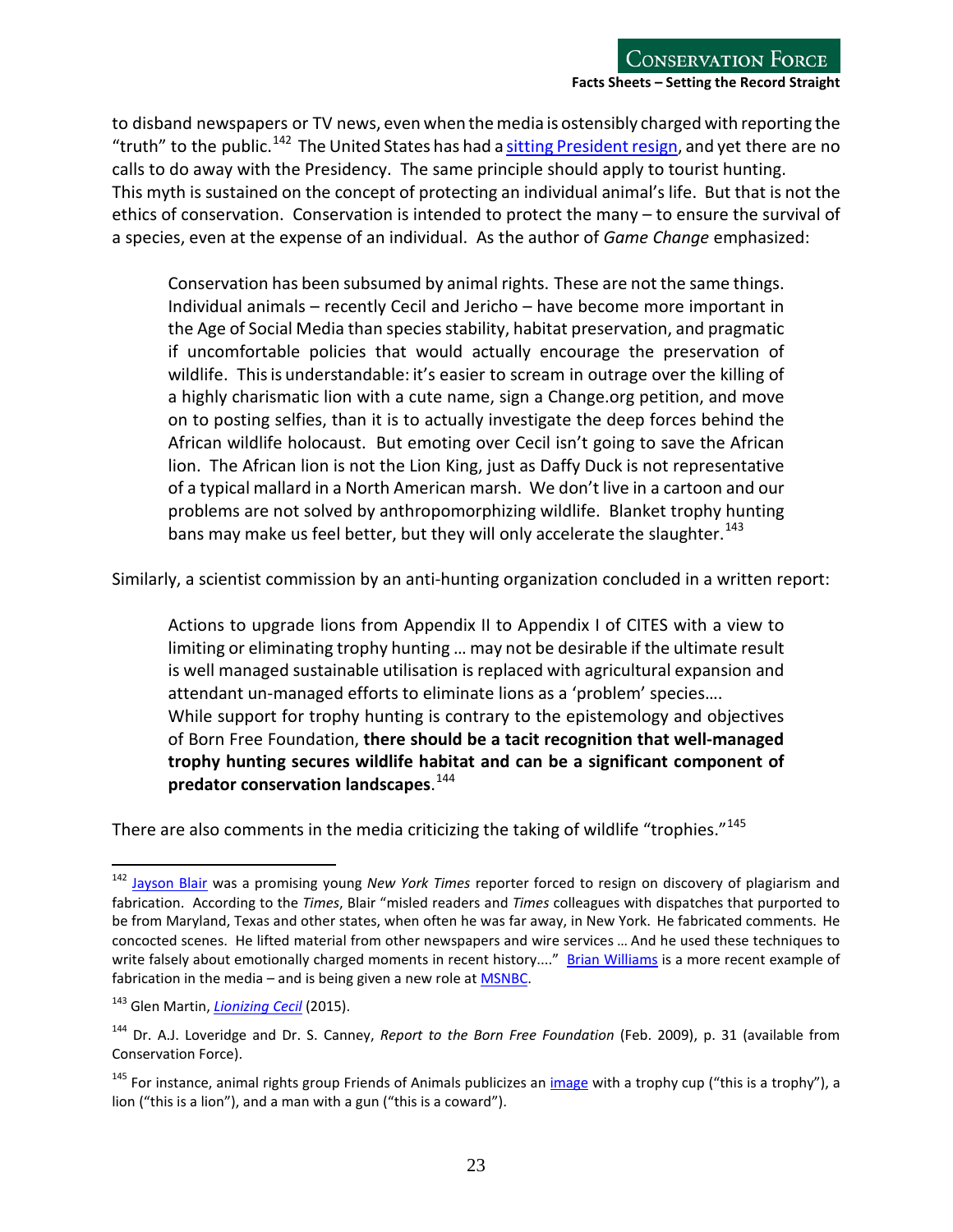to disband newspapers or TV news, even when the media is ostensibly charged with reporting the "truth" to the public.[142] The United States has had a sitting President resign, and yet there are no calls to do away with the Presidency. The same principle should apply to tourist hunting. This myth is sustained on the concept of protecting an individual animal's life. But that is not the ethics of conservation. Conservation is intended to protect the many – to ensure the survival of a species, even at the expense of an individual. As the author of *Game Change* emphasized:

> Conservation has been subsumed by animal rights. These are not the same things. Individual animals – recently Cecil and Jericho – have become more important in the Age of Social Media than species stability, habitat preservation, and pragmatic if uncomfortable policies that would actually encourage the preservation of wildlife. This is understandable: it's easier to scream in outrage over the killing of a highly charismatic lion with a cute name, sign a Change.org petition, and move on to posting selfies, than it is to actually investigate the deep forces behind the African wildlife holocaust. But emoting over Cecil isn't going to save the African lion. The African lion is not the Lion King, just as Daffy Duck is not representative of a typical mallard in a North American marsh. We don't live in a cartoon and our problems are not solved by anthropomorphizing wildlife. Blanket trophy hunting bans may make us feel better, but they will only accelerate the slaughter.[143]

Similarly, a scientist commission by an anti-hunting organization concluded in a written report:

> Actions to upgrade lions from Appendix II to Appendix I of CITES with a view to limiting or eliminating trophy hunting … may not be desirable if the ultimate result is well managed sustainable utilisation is replaced with agricultural expansion and attendant un-managed efforts to eliminate lions as a 'problem' species….
> While support for trophy hunting is contrary to the epistemology and objectives of Born Free Foundation, **there should be a tacit recognition that well-managed trophy hunting secures wildlife habitat and can be a significant component of predator conservation landscapes**.[144]

There are also comments in the media criticizing the taking of wildlife "trophies."[145]

---

[142] Jayson Blair was a promising young *New York Times* reporter forced to resign on discovery of plagiarism and fabrication. According to the *Times*, Blair "misled readers and *Times* colleagues with dispatches that purported to be from Maryland, Texas and other states, when often he was far away, in New York. He fabricated comments. He concocted scenes. He lifted material from other newspapers and wire services … And he used these techniques to write falsely about emotionally charged moments in recent history…." Brian Williams is a more recent example of fabrication in the media – and is being given a new role at MSNBC.

[143] Glen Martin, *Lionizing Cecil* (2015).

[144] Dr. A.J. Loveridge and Dr. S. Canney, *Report to the Born Free Foundation* (Feb. 2009), p. 31 (available from Conservation Force).

[145] For instance, animal rights group Friends of Animals publicizes an image with a trophy cup ("this is a trophy"), a lion ("this is a lion"), and a man with a gun ("this is a coward").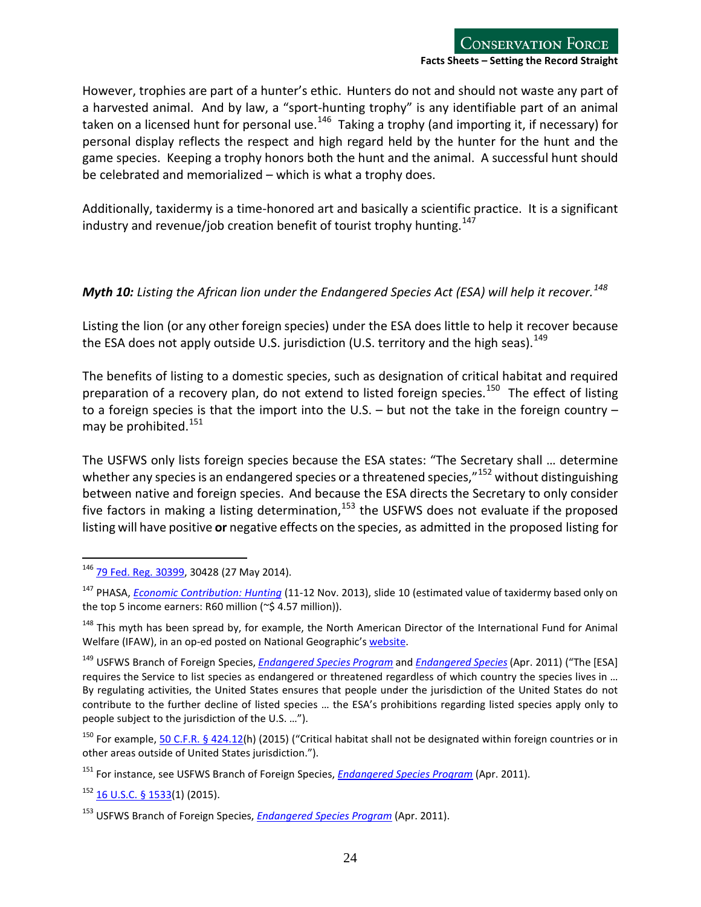However, trophies are part of a hunter's ethic. Hunters do not and should not waste any part of a harvested animal. And by law, a "sport-hunting trophy" is any identifiable part of an animal taken on a licensed hunt for personal use.[146] Taking a trophy (and importing it, if necessary) for personal display reflects the respect and high regard held by the hunter for the hunt and the game species. Keeping a trophy honors both the hunt and the animal. A successful hunt should be celebrated and memorialized – which is what a trophy does.

Additionally, taxidermy is a time-honored art and basically a scientific practice. It is a significant industry and revenue/job creation benefit of tourist trophy hunting.[147]

***Myth 10:*** *Listing the African lion under the Endangered Species Act (ESA) will help it recover.*[148]

Listing the lion (or any other foreign species) under the ESA does little to help it recover because the ESA does not apply outside U.S. jurisdiction (U.S. territory and the high seas).[149]

The benefits of listing to a domestic species, such as designation of critical habitat and required preparation of a recovery plan, do not extend to listed foreign species.[150] The effect of listing to a foreign species is that the import into the U.S. – but not the take in the foreign country – may be prohibited.[151]

The USFWS only lists foreign species because the ESA states: "The Secretary shall … determine whether any species is an endangered species or a threatened species,"[152] without distinguishing between native and foreign species. And because the ESA directs the Secretary to only consider five factors in making a listing determination,[153] the USFWS does not evaluate if the proposed listing will have positive **or** negative effects on the species, as admitted in the proposed listing for

---

[146] 79 Fed. Reg. 30399, 30428 (27 May 2014).

[147] PHASA, *Economic Contribution: Hunting* (11-12 Nov. 2013), slide 10 (estimated value of taxidermy based only on the top 5 income earners: R60 million (~$ 4.57 million)).

[148] This myth has been spread by, for example, the North American Director of the International Fund for Animal Welfare (IFAW), in an op-ed posted on National Geographic's website.

[149] USFWS Branch of Foreign Species, *Endangered Species Program* and *Endangered Species* (Apr. 2011) ("The [ESA] requires the Service to list species as endangered or threatened regardless of which country the species lives in … By regulating activities, the United States ensures that people under the jurisdiction of the United States do not contribute to the further decline of listed species … the ESA's prohibitions regarding listed species apply only to people subject to the jurisdiction of the U.S. …").

[150] For example, 50 C.F.R. § 424.12(h) (2015) ("Critical habitat shall not be designated within foreign countries or in other areas outside of United States jurisdiction.").

[151] For instance, see USFWS Branch of Foreign Species, *Endangered Species Program* (Apr. 2011).

[152] 16 U.S.C. § 1533(1) (2015).

[153] USFWS Branch of Foreign Species, *Endangered Species Program* (Apr. 2011).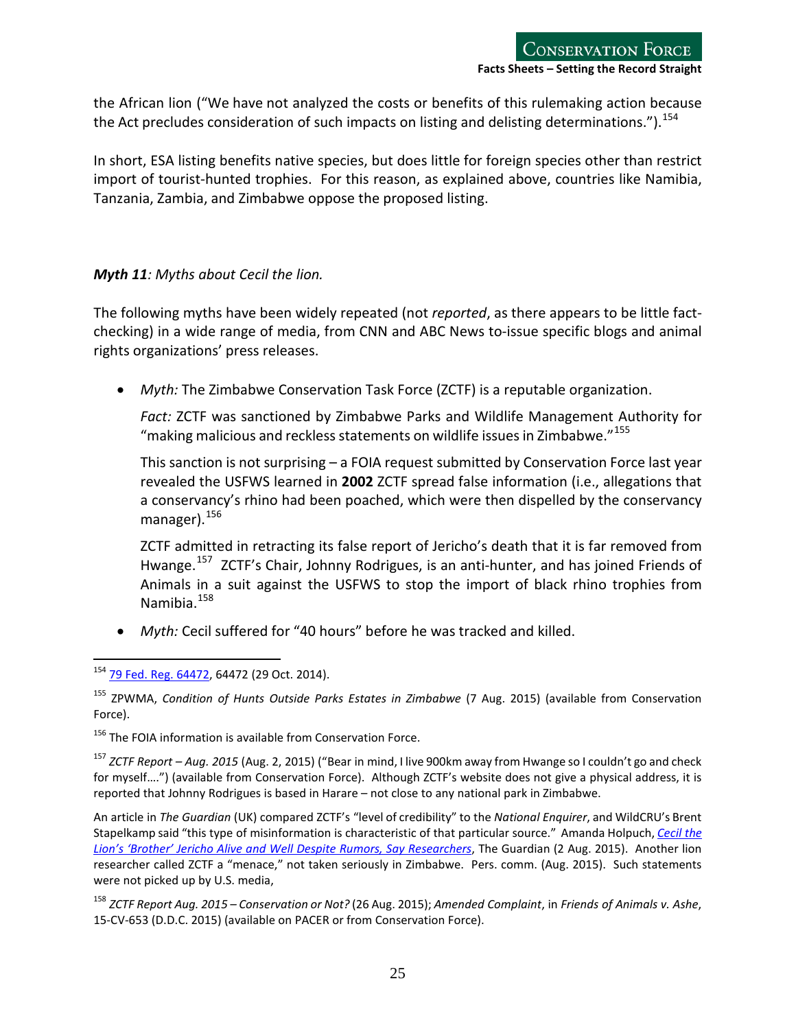the African lion ("We have not analyzed the costs or benefits of this rulemaking action because the Act precludes consideration of such impacts on listing and delisting determinations.").[154]

In short, ESA listing benefits native species, but does little for foreign species other than restrict import of tourist-hunted trophies. For this reason, as explained above, countries like Namibia, Tanzania, Zambia, and Zimbabwe oppose the proposed listing.

***Myth 11**: Myths about Cecil the lion.*

The following myths have been widely repeated (not *reported*, as there appears to be little fact-checking) in a wide range of media, from CNN and ABC News to-issue specific blogs and animal rights organizations' press releases.

- *Myth:* The Zimbabwe Conservation Task Force (ZCTF) is a reputable organization.

  *Fact:* ZCTF was sanctioned by Zimbabwe Parks and Wildlife Management Authority for "making malicious and reckless statements on wildlife issues in Zimbabwe."[155]

  This sanction is not surprising – a FOIA request submitted by Conservation Force last year revealed the USFWS learned in **2002** ZCTF spread false information (i.e., allegations that a conservancy's rhino had been poached, which were then dispelled by the conservancy manager).[156]

  ZCTF admitted in retracting its false report of Jericho's death that it is far removed from Hwange.[157] ZCTF's Chair, Johnny Rodrigues, is an anti-hunter, and has joined Friends of Animals in a suit against the USFWS to stop the import of black rhino trophies from Namibia.[158]

- *Myth:* Cecil suffered for "40 hours" before he was tracked and killed.

---

[154] 79 Fed. Reg. 64472, 64472 (29 Oct. 2014).

[155] ZPWMA, *Condition of Hunts Outside Parks Estates in Zimbabwe* (7 Aug. 2015) (available from Conservation Force).

[156] The FOIA information is available from Conservation Force.

[157] *ZCTF Report – Aug. 2015* (Aug. 2, 2015) ("Bear in mind, I live 900km away from Hwange so I couldn't go and check for myself….") (available from Conservation Force). Although ZCTF's website does not give a physical address, it is reported that Johnny Rodrigues is based in Harare – not close to any national park in Zimbabwe.

An article in *The Guardian* (UK) compared ZCTF's "level of credibility" to the *National Enquirer*, and WildCRU's Brent Stapelkamp said "this type of misinformation is characteristic of that particular source." Amanda Holpuch, *Cecil the Lion's 'Brother' Jericho Alive and Well Despite Rumors, Say Researchers*, The Guardian (2 Aug. 2015). Another lion researcher called ZCTF a "menace," not taken seriously in Zimbabwe. Pers. comm. (Aug. 2015). Such statements were not picked up by U.S. media,

[158] *ZCTF Report Aug. 2015 – Conservation or Not?* (26 Aug. 2015); *Amended Complaint*, in *Friends of Animals v. Ashe*, 15-CV-653 (D.D.C. 2015) (available on PACER or from Conservation Force).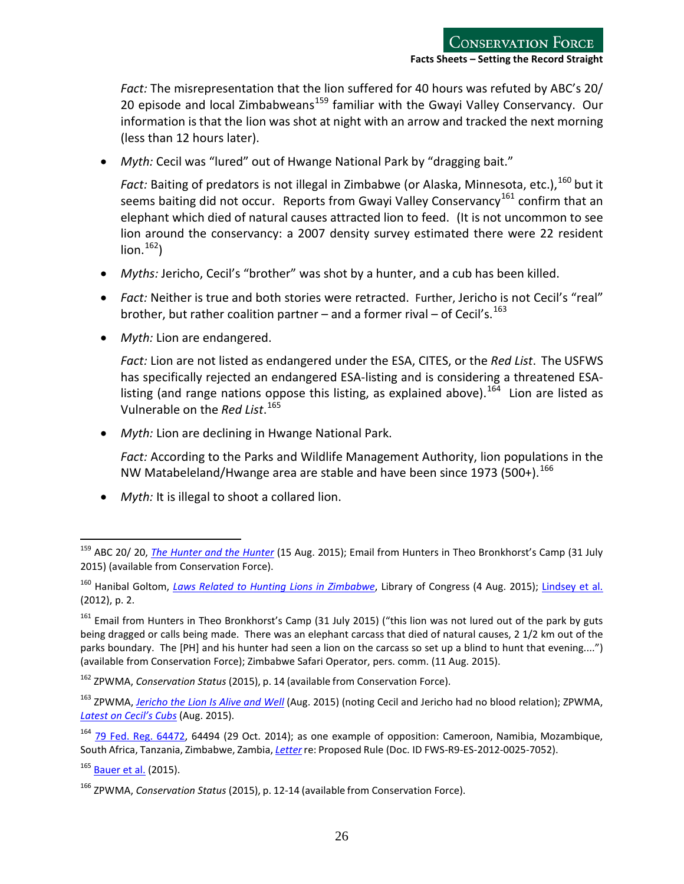*Fact:* The misrepresentation that the lion suffered for 40 hours was refuted by ABC's 20/ 20 episode and local Zimbabweans[159] familiar with the Gwayi Valley Conservancy. Our information is that the lion was shot at night with an arrow and tracked the next morning (less than 12 hours later).

- *Myth:* Cecil was "lured" out of Hwange National Park by "dragging bait."

  *Fact:* Baiting of predators is not illegal in Zimbabwe (or Alaska, Minnesota, etc.),[160] but it seems baiting did not occur. Reports from Gwayi Valley Conservancy[161] confirm that an elephant which died of natural causes attracted lion to feed. (It is not uncommon to see lion around the conservancy: a 2007 density survey estimated there were 22 resident lion.[162])

- *Myths:* Jericho, Cecil's "brother" was shot by a hunter, and a cub has been killed.

- *Fact:* Neither is true and both stories were retracted. Further, Jericho is not Cecil's "real" brother, but rather coalition partner – and a former rival – of Cecil's.[163]

- *Myth:* Lion are endangered.

  *Fact:* Lion are not listed as endangered under the ESA, CITES, or the *Red List*. The USFWS has specifically rejected an endangered ESA-listing and is considering a threatened ESA-listing (and range nations oppose this listing, as explained above).[164] Lion are listed as Vulnerable on the *Red List*.[165]

- *Myth:* Lion are declining in Hwange National Park.

  *Fact:* According to the Parks and Wildlife Management Authority, lion populations in the NW Matabeleland/Hwange area are stable and have been since 1973 (500+).[166]

- *Myth:* It is illegal to shoot a collared lion.

---

[159] ABC 20/ 20, *The Hunter and the Hunter* (15 Aug. 2015); Email from Hunters in Theo Bronkhorst's Camp (31 July 2015) (available from Conservation Force).

[160] Hanibal Goltom, *Laws Related to Hunting Lions in Zimbabwe*, Library of Congress (4 Aug. 2015); Lindsey et al. (2012), p. 2.

[161] Email from Hunters in Theo Bronkhorst's Camp (31 July 2015) ("this lion was not lured out of the park by guts being dragged or calls being made. There was an elephant carcass that died of natural causes, 2 1/2 km out of the parks boundary. The [PH] and his hunter had seen a lion on the carcass so set up a blind to hunt that evening....") (available from Conservation Force); Zimbabwe Safari Operator, pers. comm. (11 Aug. 2015).

[162] ZPWMA, *Conservation Status* (2015), p. 14 (available from Conservation Force).

[163] ZPWMA, *Jericho the Lion Is Alive and Well* (Aug. 2015) (noting Cecil and Jericho had no blood relation); ZPWMA, *Latest on Cecil's Cubs* (Aug. 2015).

[164] 79 Fed. Reg. 64472, 64494 (29 Oct. 2014); as one example of opposition: Cameroon, Namibia, Mozambique, South Africa, Tanzania, Zimbabwe, Zambia, *Letter* re: Proposed Rule (Doc. ID FWS-R9-ES-2012-0025-7052).

[165] Bauer et al. (2015).

[166] ZPWMA, *Conservation Status* (2015), p. 12-14 (available from Conservation Force).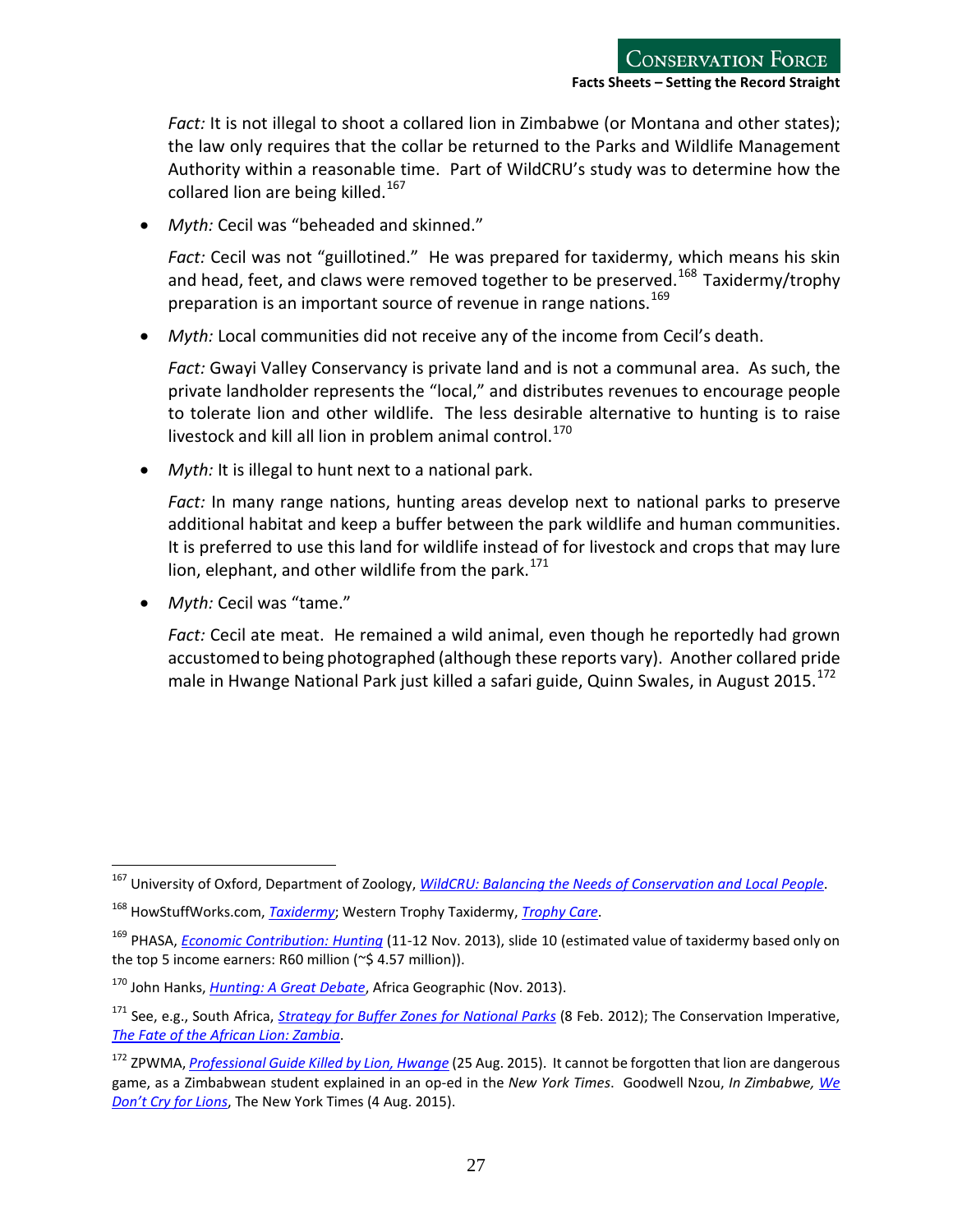*Fact:* It is not illegal to shoot a collared lion in Zimbabwe (or Montana and other states); the law only requires that the collar be returned to the Parks and Wildlife Management Authority within a reasonable time. Part of WildCRU's study was to determine how the collared lion are being killed.[167]

- *Myth:* Cecil was "beheaded and skinned."

  *Fact:* Cecil was not "guillotined." He was prepared for taxidermy, which means his skin and head, feet, and claws were removed together to be preserved.[168] Taxidermy/trophy preparation is an important source of revenue in range nations.[169]

- *Myth:* Local communities did not receive any of the income from Cecil's death.

  *Fact:* Gwayi Valley Conservancy is private land and is not a communal area. As such, the private landholder represents the "local," and distributes revenues to encourage people to tolerate lion and other wildlife. The less desirable alternative to hunting is to raise livestock and kill all lion in problem animal control.[170]

- *Myth:* It is illegal to hunt next to a national park.

  *Fact:* In many range nations, hunting areas develop next to national parks to preserve additional habitat and keep a buffer between the park wildlife and human communities. It is preferred to use this land for wildlife instead of for livestock and crops that may lure lion, elephant, and other wildlife from the park.[171]

- *Myth:* Cecil was "tame."

  *Fact:* Cecil ate meat. He remained a wild animal, even though he reportedly had grown accustomed to being photographed (although these reports vary). Another collared pride male in Hwange National Park just killed a safari guide, Quinn Swales, in August 2015.[172]

---

[167] University of Oxford, Department of Zoology, *WildCRU: Balancing the Needs of Conservation and Local People*.

[168] HowStuffWorks.com, *Taxidermy*; Western Trophy Taxidermy, *Trophy Care*.

[169] PHASA, *Economic Contribution: Hunting* (11-12 Nov. 2013), slide 10 (estimated value of taxidermy based only on the top 5 income earners: R60 million (~$ 4.57 million)).

[170] John Hanks, *Hunting: A Great Debate*, Africa Geographic (Nov. 2013).

[171] See, e.g., South Africa, *Strategy for Buffer Zones for National Parks* (8 Feb. 2012); The Conservation Imperative, *The Fate of the African Lion: Zambia*.

[172] ZPWMA, *Professional Guide Killed by Lion, Hwange* (25 Aug. 2015). It cannot be forgotten that lion are dangerous game, as a Zimbabwean student explained in an op-ed in the *New York Times*. Goodwell Nzou, *In Zimbabwe, We Don't Cry for Lions*, The New York Times (4 Aug. 2015).